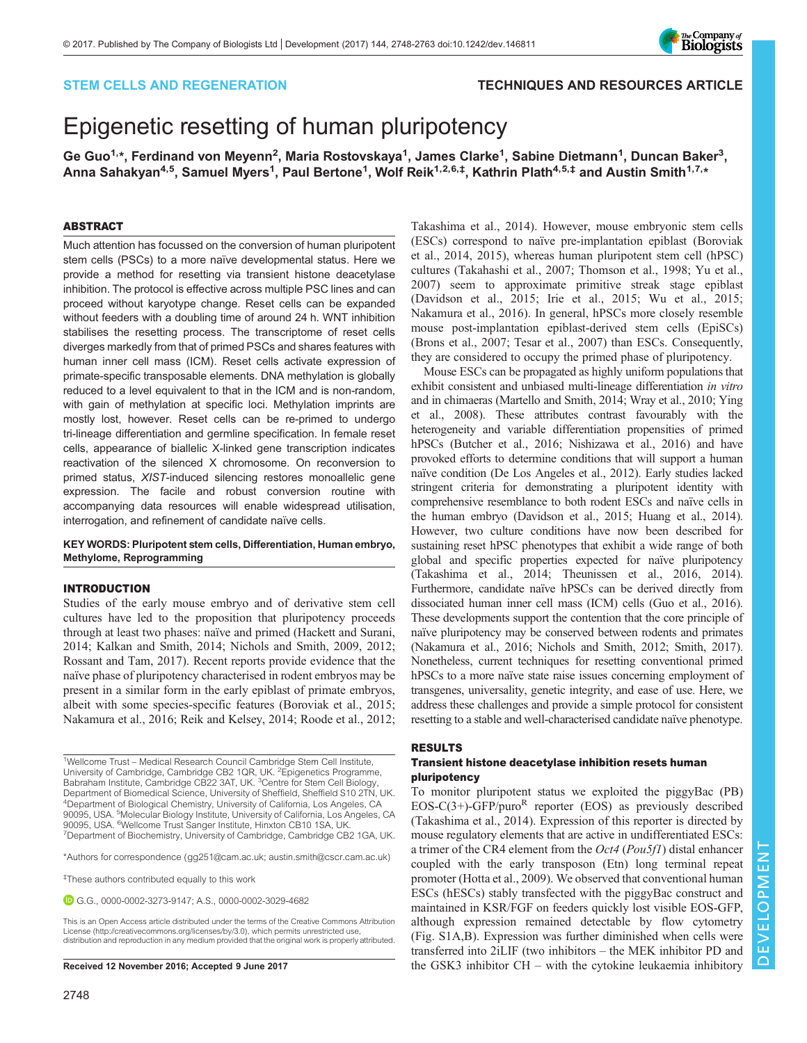STEM CELLS AND REGENERATION

TECHNIQUES AND RESOURCES ARTICLE

# Epigenetic resetting of human pluripotency

**Ge Guo[1,*], Ferdinand von Meyenn[2], Maria Rostovskaya[1], James Clarke[1], Sabine Dietmann[1], Duncan Baker[3], Anna Sahakyan[4,5], Samuel Myers[1], Paul Bertone[1], Wolf Reik[1,2,6,‡], Kathrin Plath[4,5,‡] and Austin Smith[1,7,*]**

## ABSTRACT

Much attention has focussed on the conversion of human pluripotent stem cells (PSCs) to a more naïve developmental status. Here we provide a method for resetting via transient histone deacetylase inhibition. The protocol is effective across multiple PSC lines and can proceed without karyotype change. Reset cells can be expanded without feeders with a doubling time of around 24 h. WNT inhibition stabilises the resetting process. The transcriptome of reset cells diverges markedly from that of primed PSCs and shares features with human inner cell mass (ICM). Reset cells activate expression of primate-specific transposable elements. DNA methylation is globally reduced to a level equivalent to that in the ICM and is non-random, with gain of methylation at specific loci. Methylation imprints are mostly lost, however. Reset cells can be re-primed to undergo tri-lineage differentiation and germline specification. In female reset cells, appearance of biallelic X-linked gene transcription indicates reactivation of the silenced X chromosome. On reconversion to primed status, *XIST*-induced silencing restores monoallelic gene expression. The facile and robust conversion routine with accompanying data resources will enable widespread utilisation, interrogation, and refinement of candidate naïve cells.

**KEY WORDS: Pluripotent stem cells, Differentiation, Human embryo, Methylome, Reprogramming**

## INTRODUCTION

Studies of the early mouse embryo and of derivative stem cell cultures have led to the proposition that pluripotency proceeds through at least two phases: naïve and primed (Hackett and Surani, 2014; Kalkan and Smith, 2014; Nichols and Smith, 2009, 2012; Rossant and Tam, 2017). Recent reports provide evidence that the naïve phase of pluripotency characterised in rodent embryos may be present in a similar form in the early epiblast of primate embryos, albeit with some species-specific features (Boroviak et al., 2015; Nakamura et al., 2016; Reik and Kelsey, 2014; Roode et al., 2012; Takashima et al., 2014). However, mouse embryonic stem cells (ESCs) correspond to naïve pre-implantation epiblast (Boroviak et al., 2014, 2015), whereas human pluripotent stem cell (hPSC) cultures (Takahashi et al., 2007; Thomson et al., 1998; Yu et al., 2007) seem to approximate primitive streak stage epiblast (Davidson et al., 2015; Irie et al., 2015; Wu et al., 2015; Nakamura et al., 2016). In general, hPSCs more closely resemble mouse post-implantation epiblast-derived stem cells (EpiSCs) (Brons et al., 2007; Tesar et al., 2007) than ESCs. Consequently, they are considered to occupy the primed phase of pluripotency.

Mouse ESCs can be propagated as highly uniform populations that exhibit consistent and unbiased multi-lineage differentiation *in vitro* and in chimaeras (Martello and Smith, 2014; Wray et al., 2010; Ying et al., 2008). These attributes contrast favourably with the heterogeneity and variable differentiation propensities of primed hPSCs (Butcher et al., 2016; Nishizawa et al., 2016) and have provoked efforts to determine conditions that will support a human naïve condition (De Los Angeles et al., 2012). Early studies lacked stringent criteria for demonstrating a pluripotent identity with comprehensive resemblance to both rodent ESCs and naïve cells in the human embryo (Davidson et al., 2015; Huang et al., 2014). However, two culture conditions have now been described for sustaining reset hPSC phenotypes that exhibit a wide range of both global and specific properties expected for naïve pluripotency (Takashima et al., 2014; Theunissen et al., 2016, 2014). Furthermore, candidate naïve hPSCs can be derived directly from dissociated human inner cell mass (ICM) cells (Guo et al., 2016). These developments support the contention that the core principle of naïve pluripotency may be conserved between rodents and primates (Nakamura et al., 2016; Nichols and Smith, 2012; Smith, 2017). Nonetheless, current techniques for resetting conventional primed hPSCs to a more naïve state raise issues concerning employment of transgenes, universality, genetic integrity, and ease of use. Here, we address these challenges and provide a simple protocol for consistent resetting to a stable and well-characterised candidate naïve phenotype.

## RESULTS

### Transient histone deacetylase inhibition resets human pluripotency

To monitor pluripotent status we exploited the piggyBac (PB) EOS-C(3+)-GFP/puro$^R$ reporter (EOS) as previously described (Takashima et al., 2014). Expression of this reporter is directed by mouse regulatory elements that are active in undifferentiated ESCs: a trimer of the CR4 element from the *Oct4* (*Pou5f1*) distal enhancer coupled with the early transposon (Etn) long terminal repeat promoter (Hotta et al., 2009). We observed that conventional human ESCs (hESCs) stably transfected with the piggyBac construct and maintained in KSR/FGF on feeders quickly lost visible EOS-GFP, although expression remained detectable by flow cytometry (Fig. S1A,B). Expression was further diminished when cells were transferred into 2iLIF (two inhibitors – the MEK inhibitor PD and the GSK3 inhibitor CH – with the cytokine leukaemia inhibitory

---

[1]Wellcome Trust – Medical Research Council Cambridge Stem Cell Institute, University of Cambridge, Cambridge CB2 1QR, UK. [2]Epigenetics Programme, Babraham Institute, Cambridge CB22 3AT, UK. [3]Centre for Stem Cell Biology, Department of Biomedical Science, University of Sheffield, Sheffield S10 2TN, UK. [4]Department of Biological Chemistry, University of California, Los Angeles, CA 90095, USA. [5]Molecular Biology Institute, University of California, Los Angeles, CA 90095, USA. [6]Wellcome Trust Sanger Institute, Hinxton CB10 1SA, UK. [7]Department of Biochemistry, University of Cambridge, Cambridge CB2 1GA, UK.

*Authors for correspondence (gg251@cam.ac.uk; austin.smith@cscr.cam.ac.uk)

‡These authors contributed equally to this work

G.G., 0000-0002-3273-9147; A.S., 0000-0002-3029-4682

This is an Open Access article distributed under the terms of the Creative Commons Attribution License (http://creativecommons.org/licenses/by/3.0), which permits unrestricted use, distribution and reproduction in any medium provided that the original work is properly attributed.

**Received 12 November 2016; Accepted 9 June 2017**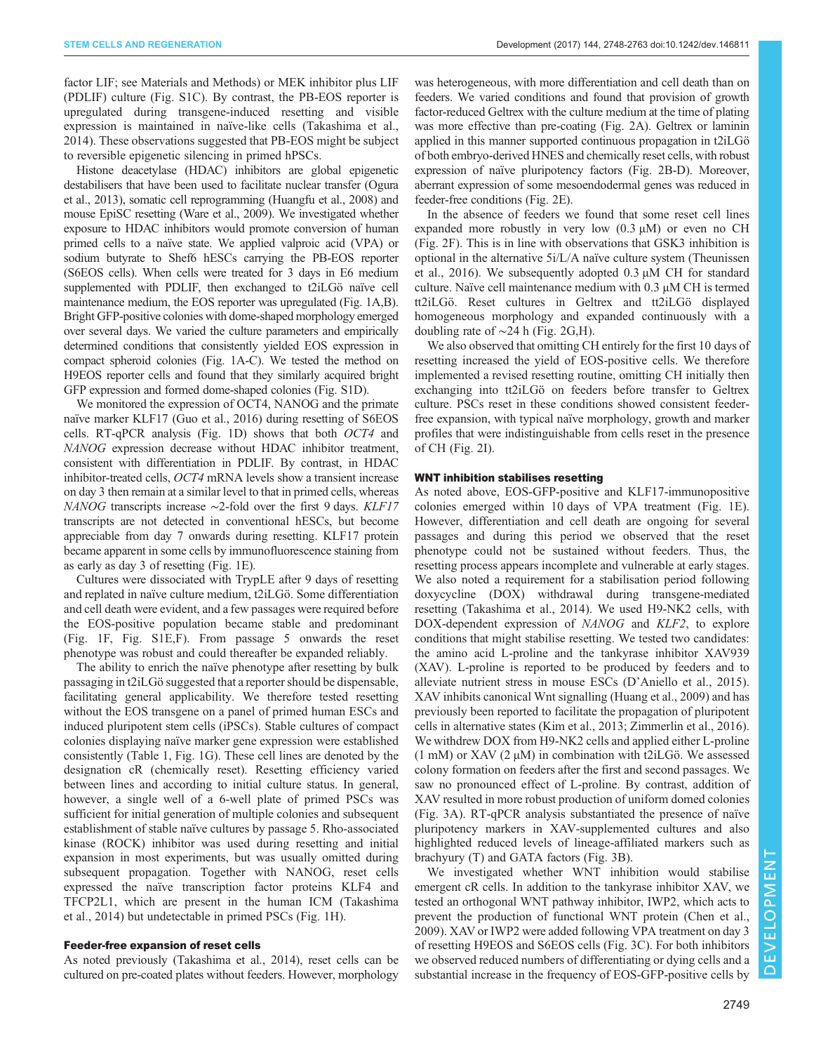factor LIF; see Materials and Methods) or MEK inhibitor plus LIF (PDLIF) culture (Fig. S1C). By contrast, the PB-EOS reporter is upregulated during transgene-induced resetting and visible expression is maintained in naïve-like cells (Takashima et al., 2014). These observations suggested that PB-EOS might be subject to reversible epigenetic silencing in primed hPSCs.

Histone deacetylase (HDAC) inhibitors are global epigenetic destabilisers that have been used to facilitate nuclear transfer (Ogura et al., 2013), somatic cell reprogramming (Huangfu et al., 2008) and mouse EpiSC resetting (Ware et al., 2009). We investigated whether exposure to HDAC inhibitors would promote conversion of human primed cells to a naïve state. We applied valproic acid (VPA) or sodium butyrate to Shef6 hESCs carrying the PB-EOS reporter (S6EOS cells). When cells were treated for 3 days in E6 medium supplemented with PDLIF, then exchanged to t2iLGö naïve cell maintenance medium, the EOS reporter was upregulated (Fig. 1A,B). Bright GFP-positive colonies with dome-shaped morphology emerged over several days. We varied the culture parameters and empirically determined conditions that consistently yielded EOS expression in compact spheroid colonies (Fig. 1A-C). We tested the method on H9EOS reporter cells and found that they similarly acquired bright GFP expression and formed dome-shaped colonies (Fig. S1D).

We monitored the expression of OCT4, NANOG and the primate naïve marker KLF17 (Guo et al., 2016) during resetting of S6EOS cells. RT-qPCR analysis (Fig. 1D) shows that both *OCT4* and *NANOG* expression decrease without HDAC inhibitor treatment, consistent with differentiation in PDLIF. By contrast, in HDAC inhibitor-treated cells, *OCT4* mRNA levels show a transient increase on day 3 then remain at a similar level to that in primed cells, whereas *NANOG* transcripts increase ∼2-fold over the first 9 days. *KLF17* transcripts are not detected in conventional hESCs, but become appreciable from day 7 onwards during resetting. KLF17 protein became apparent in some cells by immunofluorescence staining from as early as day 3 of resetting (Fig. 1E).

Cultures were dissociated with TrypLE after 9 days of resetting and replated in naïve culture medium, t2iLGö. Some differentiation and cell death were evident, and a few passages were required before the EOS-positive population became stable and predominant (Fig. 1F, Fig. S1E,F). From passage 5 onwards the reset phenotype was robust and could thereafter be expanded reliably.

The ability to enrich the naïve phenotype after resetting by bulk passaging in t2iLGö suggested that a reporter should be dispensable, facilitating general applicability. We therefore tested resetting without the EOS transgene on a panel of primed human ESCs and induced pluripotent stem cells (iPSCs). Stable cultures of compact colonies displaying naïve marker gene expression were established consistently (Table 1, Fig. 1G). These cell lines are denoted by the designation cR (chemically reset). Resetting efficiency varied between lines and according to initial culture status. In general, however, a single well of a 6-well plate of primed PSCs was sufficient for initial generation of multiple colonies and subsequent establishment of stable naïve cultures by passage 5. Rho-associated kinase (ROCK) inhibitor was used during resetting and initial expansion in most experiments, but was usually omitted during subsequent propagation. Together with NANOG, reset cells expressed the naïve transcription factor proteins KLF4 and TFCP2L1, which are present in the human ICM (Takashima et al., 2014) but undetectable in primed PSCs (Fig. 1H).

### Feeder-free expansion of reset cells

As noted previously (Takashima et al., 2014), reset cells can be cultured on pre-coated plates without feeders. However, morphology was heterogeneous, with more differentiation and cell death than on feeders. We varied conditions and found that provision of growth factor-reduced Geltrex with the culture medium at the time of plating was more effective than pre-coating (Fig. 2A). Geltrex or laminin applied in this manner supported continuous propagation in t2iLGö of both embryo-derived HNES and chemically reset cells, with robust expression of naïve pluripotency factors (Fig. 2B-D). Moreover, aberrant expression of some mesoendodermal genes was reduced in feeder-free conditions (Fig. 2E).

In the absence of feeders we found that some reset cell lines expanded more robustly in very low (0.3 µM) or even no CH (Fig. 2F). This is in line with observations that GSK3 inhibition is optional in the alternative 5i/L/A naïve culture system (Theunissen et al., 2016). We subsequently adopted 0.3 µM CH for standard culture. Naïve cell maintenance medium with 0.3 µM CH is termed tt2iLGö. Reset cultures in Geltrex and tt2iLGö displayed homogeneous morphology and expanded continuously with a doubling rate of ∼24 h (Fig. 2G,H).

We also observed that omitting CH entirely for the first 10 days of resetting increased the yield of EOS-positive cells. We therefore implemented a revised resetting routine, omitting CH initially then exchanging into tt2iLGö on feeders before transfer to Geltrex culture. PSCs reset in these conditions showed consistent feeder-free expansion, with typical naïve morphology, growth and marker profiles that were indistinguishable from cells reset in the presence of CH (Fig. 2I).

### WNT inhibition stabilises resetting

As noted above, EOS-GFP-positive and KLF17-immunopositive colonies emerged within 10 days of VPA treatment (Fig. 1E). However, differentiation and cell death are ongoing for several passages and during this period we observed that the reset phenotype could not be sustained without feeders. Thus, the resetting process appears incomplete and vulnerable at early stages. We also noted a requirement for a stabilisation period following doxycycline (DOX) withdrawal during transgene-mediated resetting (Takashima et al., 2014). We used H9-NK2 cells, with DOX-dependent expression of *NANOG* and *KLF2*, to explore conditions that might stabilise resetting. We tested two candidates: the amino acid L-proline and the tankyrase inhibitor XAV939 (XAV). L-proline is reported to be produced by feeders and to alleviate nutrient stress in mouse ESCs (D'Aniello et al., 2015). XAV inhibits canonical Wnt signalling (Huang et al., 2009) and has previously been reported to facilitate the propagation of pluripotent cells in alternative states (Kim et al., 2013; Zimmerlin et al., 2016). We withdrew DOX from H9-NK2 cells and applied either L-proline (1 mM) or XAV (2 µM) in combination with t2iLGö. We assessed colony formation on feeders after the first and second passages. We saw no pronounced effect of L-proline. By contrast, addition of XAV resulted in more robust production of uniform domed colonies (Fig. 3A). RT-qPCR analysis substantiated the presence of naïve pluripotency markers in XAV-supplemented cultures and also highlighted reduced levels of lineage-affiliated markers such as brachyury (T) and GATA factors (Fig. 3B).

We investigated whether WNT inhibition would stabilise emergent cR cells. In addition to the tankyrase inhibitor XAV, we tested an orthogonal WNT pathway inhibitor, IWP2, which acts to prevent the production of functional WNT protein (Chen et al., 2009). XAV or IWP2 were added following VPA treatment on day 3 of resetting H9EOS and S6EOS cells (Fig. 3C). For both inhibitors we observed reduced numbers of differentiating or dying cells and a substantial increase in the frequency of EOS-GFP-positive cells by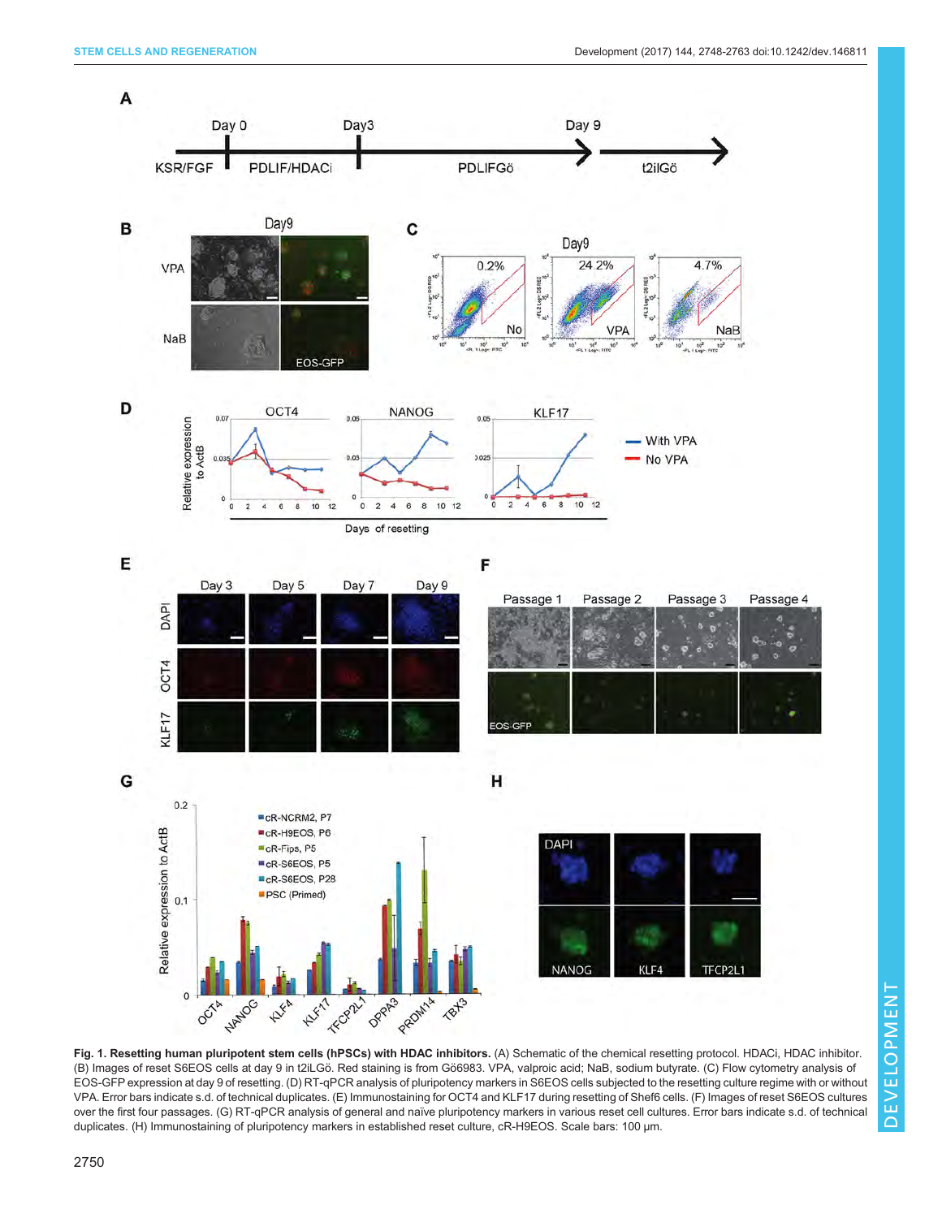**Fig. 1. Resetting human pluripotent stem cells (hPSCs) with HDAC inhibitors.** (A) Schematic of the chemical resetting protocol. HDACi, HDAC inhibitor. (B) Images of reset S6EOS cells at day 9 in t2iLGö. Red staining is from Gö6983. VPA, valproic acid; NaB, sodium butyrate. (C) Flow cytometry analysis of EOS-GFP expression at day 9 of resetting. (D) RT-qPCR analysis of pluripotency markers in S6EOS cells subjected to the resetting culture regime with or without VPA. Error bars indicate s.d. of technical duplicates. (E) Immunostaining for OCT4 and KLF17 during resetting of Shef6 cells. (F) Images of reset S6EOS cultures over the first four passages. (G) RT-qPCR analysis of general and naïve pluripotency markers in various reset cell cultures. Error bars indicate s.d. of technical duplicates. (H) Immunostaining of pluripotency markers in established reset culture, cR-H9EOS. Scale bars: 100 μm.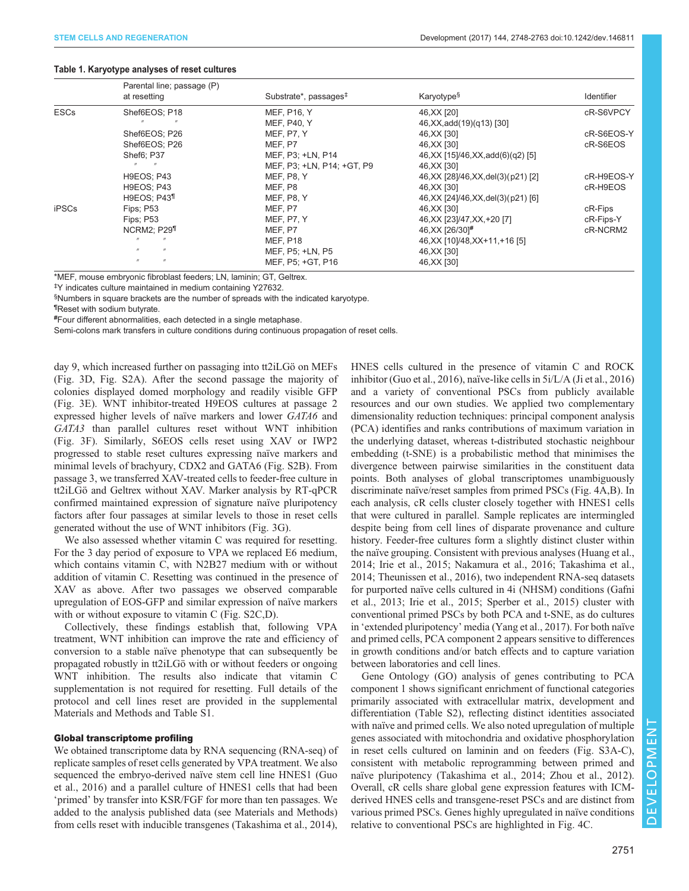**Table 1. Karyotype analyses of reset cultures**

| | Parental line; passage (P) at resetting | Substrate*, passages‡ | Karyotype§ | Identifier |
|---|---|---|---|---|
| ESCs | Shef6EOS; P18 | MEF, P16, Y | 46,XX [20] | cR-S6VPCY |
| | 〃 〃 | MEF, P40, Y | 46,XX,add(19)(q13) [30] | |
| | Shef6EOS; P26 | MEF, P7, Y | 46,XX [30] | cR-S6EOS-Y |
| | Shef6EOS; P26 | MEF, P7 | 46,XX [30] | cR-S6EOS |
| | Shef6; P37 | MEF, P3; +LN, P14 | 46,XX [15]/46,XX,add(6)(q2) [5] | |
| | 〃 〃 | MEF, P3; +LN, P14; +GT, P9 | 46,XX [30] | |
| | H9EOS; P43 | MEF, P8, Y | 46,XX [28]/46,XX,del(3)(p21) [2] | cR-H9EOS-Y |
| | H9EOS; P43 | MEF, P8 | 46,XX [30] | cR-H9EOS |
| | H9EOS; P43¶ | MEF, P8, Y | 46,XX [24]/46,XX,del(3)(p21) [6] | |
| iPSCs | Fips; P53 | MEF, P7 | 46,XX [30] | cR-Fips |
| | Fips; P53 | MEF, P7, Y | 46,XX [23]/47,XX,+20 [7] | cR-Fips-Y |
| | NCRM2; P29¶ | MEF, P7 | 46,XX [26/30]# | cR-NCRM2 |
| | 〃 〃 | MEF, P18 | 46,XX [10]/48,XX+11,+16 [5] | |
| | 〃 〃 | MEF, P5; +LN, P5 | 46,XX [30] | |
| | 〃 〃 | MEF, P5; +GT, P16 | 46,XX [30] | |

*MEF, mouse embryonic fibroblast feeders; LN, laminin; GT, Geltrex.
‡Y indicates culture maintained in medium containing Y27632.
§Numbers in square brackets are the number of spreads with the indicated karyotype.
¶Reset with sodium butyrate.
#Four different abnormalities, each detected in a single metaphase.
Semi-colons mark transfers in culture conditions during continuous propagation of reset cells.

day 9, which increased further on passaging into tt2iLGö on MEFs (Fig. 3D, Fig. S2A). After the second passage the majority of colonies displayed domed morphology and readily visible GFP (Fig. 3E). WNT inhibitor-treated H9EOS cultures at passage 2 expressed higher levels of naïve markers and lower *GATA6* and *GATA3* than parallel cultures reset without WNT inhibition (Fig. 3F). Similarly, S6EOS cells reset using XAV or IWP2 progressed to stable reset cultures expressing naïve markers and minimal levels of brachyury, CDX2 and GATA6 (Fig. S2B). From passage 3, we transferred XAV-treated cells to feeder-free culture in tt2iLGö and Geltrex without XAV. Marker analysis by RT-qPCR confirmed maintained expression of signature naïve pluripotency factors after four passages at similar levels to those in reset cells generated without the use of WNT inhibitors (Fig. 3G).

We also assessed whether vitamin C was required for resetting. For the 3 day period of exposure to VPA we replaced E6 medium, which contains vitamin C, with N2B27 medium with or without addition of vitamin C. Resetting was continued in the presence of XAV as above. After two passages we observed comparable upregulation of EOS-GFP and similar expression of naïve markers with or without exposure to vitamin C (Fig. S2C,D).

Collectively, these findings establish that, following VPA treatment, WNT inhibition can improve the rate and efficiency of conversion to a stable naïve phenotype that can subsequently be propagated robustly in tt2iLGö with or without feeders or ongoing WNT inhibition. The results also indicate that vitamin C supplementation is not required for resetting. Full details of the protocol and cell lines reset are provided in the supplemental Materials and Methods and Table S1.

## Global transcriptome profiling

We obtained transcriptome data by RNA sequencing (RNA-seq) of replicate samples of reset cells generated by VPA treatment. We also sequenced the embryo-derived naïve stem cell line HNES1 (Guo et al., 2016) and a parallel culture of HNES1 cells that had been 'primed' by transfer into KSR/FGF for more than ten passages. We added to the analysis published data (see Materials and Methods) from cells reset with inducible transgenes (Takashima et al., 2014), HNES cells cultured in the presence of vitamin C and ROCK inhibitor (Guo et al., 2016), naïve-like cells in 5i/L/A (Ji et al., 2016) and a variety of conventional PSCs from publicly available resources and our own studies. We applied two complementary dimensionality reduction techniques: principal component analysis (PCA) identifies and ranks contributions of maximum variation in the underlying dataset, whereas t-distributed stochastic neighbour embedding (t-SNE) is a probabilistic method that minimises the divergence between pairwise similarities in the constituent data points. Both analyses of global transcriptomes unambiguously discriminate naïve/reset samples from primed PSCs (Fig. 4A,B). In each analysis, cR cells cluster closely together with HNES1 cells that were cultured in parallel. Sample replicates are intermingled despite being from cell lines of disparate provenance and culture history. Feeder-free cultures form a slightly distinct cluster within the naïve grouping. Consistent with previous analyses (Huang et al., 2014; Irie et al., 2015; Nakamura et al., 2016; Takashima et al., 2014; Theunissen et al., 2016), two independent RNA-seq datasets for purported naïve cells cultured in 4i (NHSM) conditions (Gafni et al., 2013; Irie et al., 2015; Sperber et al., 2015) cluster with conventional primed PSCs by both PCA and t-SNE, as do cultures in 'extended pluripotency' media (Yang et al., 2017). For both naïve and primed cells, PCA component 2 appears sensitive to differences in growth conditions and/or batch effects and to capture variation between laboratories and cell lines.

Gene Ontology (GO) analysis of genes contributing to PCA component 1 shows significant enrichment of functional categories primarily associated with extracellular matrix, development and differentiation (Table S2), reflecting distinct identities associated with naïve and primed cells. We also noted upregulation of multiple genes associated with mitochondria and oxidative phosphorylation in reset cells cultured on laminin and on feeders (Fig. S3A-C), consistent with metabolic reprogramming between primed and naïve pluripotency (Takashima et al., 2014; Zhou et al., 2012). Overall, cR cells share global gene expression features with ICM-derived HNES cells and transgene-reset PSCs and are distinct from various primed PSCs. Genes highly upregulated in naïve conditions relative to conventional PSCs are highlighted in Fig. 4C.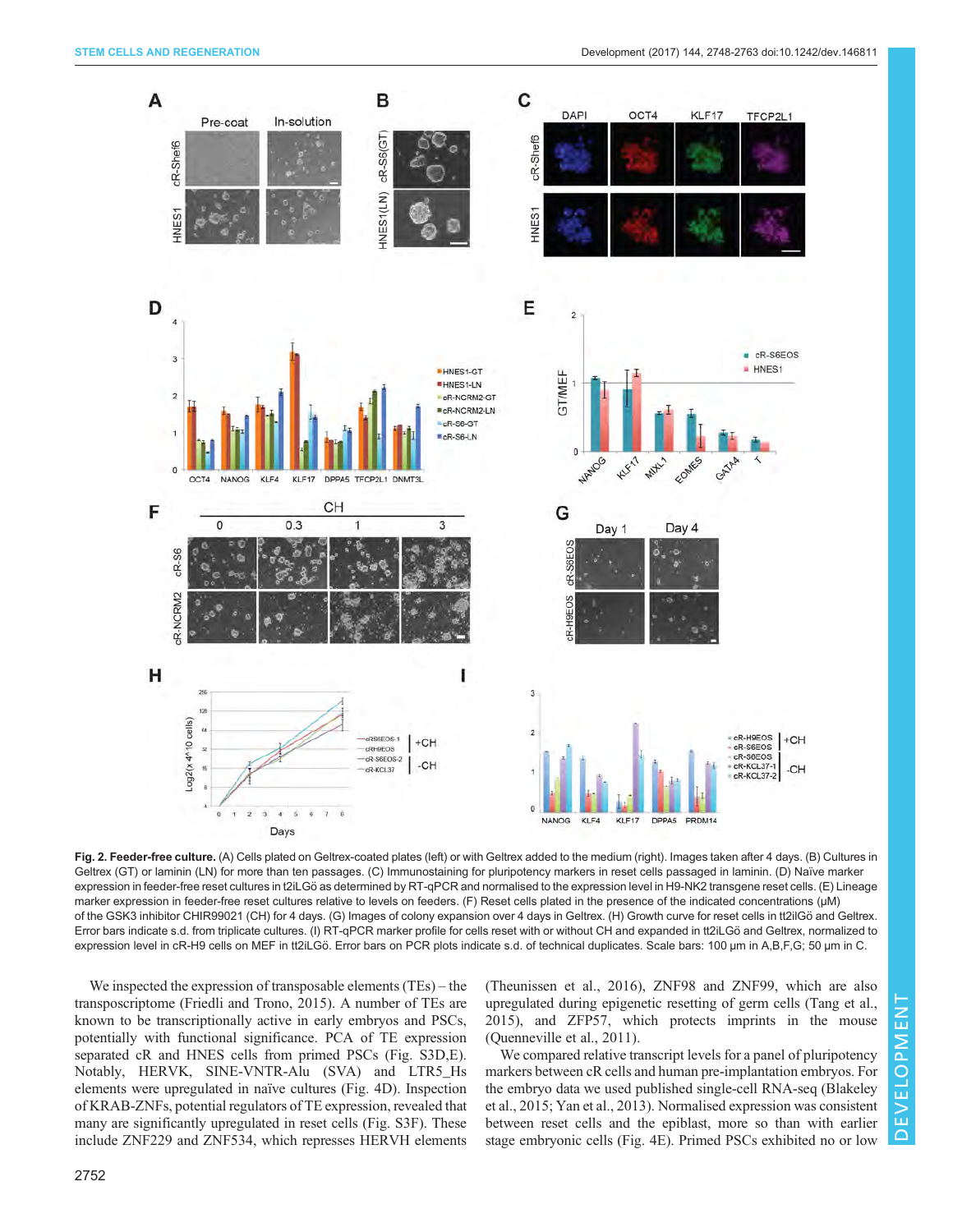**Fig. 2. Feeder-free culture.** (A) Cells plated on Geltrex-coated plates (left) or with Geltrex added to the medium (right). Images taken after 4 days. (B) Cultures in Geltrex (GT) or laminin (LN) for more than ten passages. (C) Immunostaining for pluripotency markers in reset cells passaged in laminin. (D) Naïve marker expression in feeder-free reset cultures in t2iLGö as determined by RT-qPCR and normalised to the expression level in H9-NK2 transgene reset cells. (E) Lineage marker expression in feeder-free reset cultures relative to levels on feeders. (F) Reset cells plated in the presence of the indicated concentrations (μM) of the GSK3 inhibitor CHIR99021 (CH) for 4 days. (G) Images of colony expansion over 4 days in Geltrex. (H) Growth curve for reset cells in tt2iLGö and Geltrex. Error bars indicate s.d. from triplicate cultures. (I) RT-qPCR marker profile for cells reset with or without CH and expanded in tt2iLGö and Geltrex, normalized to expression level in cR-H9 cells on MEF in tt2iLGö. Error bars on PCR plots indicate s.d. of technical duplicates. Scale bars: 100 μm in A,B,F,G; 50 μm in C.

We inspected the expression of transposable elements (TEs) – the transposcriptome (Friedli and Trono, 2015). A number of TEs are known to be transcriptionally active in early embryos and PSCs, potentially with functional significance. PCA of TE expression separated cR and HNES cells from primed PSCs (Fig. S3D,E). Notably, HERVK, SINE-VNTR-Alu (SVA) and LTR5_Hs elements were upregulated in naïve cultures (Fig. 4D). Inspection of KRAB-ZNFs, potential regulators of TE expression, revealed that many are significantly upregulated in reset cells (Fig. S3F). These include ZNF229 and ZNF534, which represses HERVH elements (Theunissen et al., 2016), ZNF98 and ZNF99, which are also upregulated during epigenetic resetting of germ cells (Tang et al., 2015), and ZFP57, which protects imprints in the mouse (Quenneville et al., 2011).

We compared relative transcript levels for a panel of pluripotency markers between cR cells and human pre-implantation embryos. For the embryo data we used published single-cell RNA-seq (Blakeley et al., 2015; Yan et al., 2013). Normalised expression was consistent between reset cells and the epiblast, more so than with earlier stage embryonic cells (Fig. 4E). Primed PSCs exhibited no or low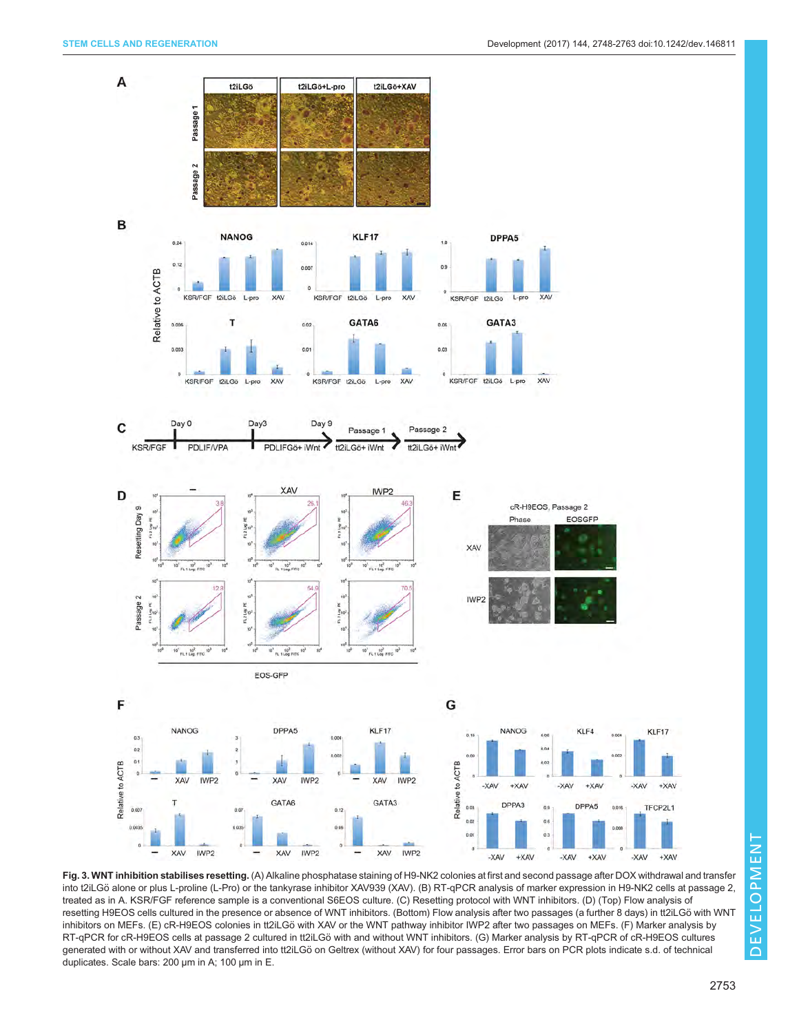**Fig. 3. WNT inhibition stabilises resetting.** (A) Alkaline phosphatase staining of H9-NK2 colonies at first and second passage after DOX withdrawal and transfer into t2iLGö alone or plus L-proline (L-Pro) or the tankyrase inhibitor XAV939 (XAV). (B) RT-qPCR analysis of marker expression in H9-NK2 cells at passage 2, treated as in A. KSR/FGF reference sample is a conventional S6EOS culture. (C) Resetting protocol with WNT inhibitors. (D) (Top) Flow analysis of resetting H9EOS cells cultured in the presence or absence of WNT inhibitors. (Bottom) Flow analysis after two passages (a further 8 days) in tt2iLGö with WNT inhibitors on MEFs. (E) cR-H9EOS colonies in tt2iLGö with XAV or the WNT pathway inhibitor IWP2 after two passages on MEFs. (F) Marker analysis by RT-qPCR for cR-H9EOS cells at passage 2 cultured in tt2iLGö with and without WNT inhibitors. (G) Marker analysis by RT-qPCR of cR-H9EOS cultures generated with or without XAV and transferred into t2iLGö on Geltrex (without XAV) for four passages. Error bars on PCR plots indicate s.d. of technical duplicates. Scale bars: 200 µm in A; 100 µm in E.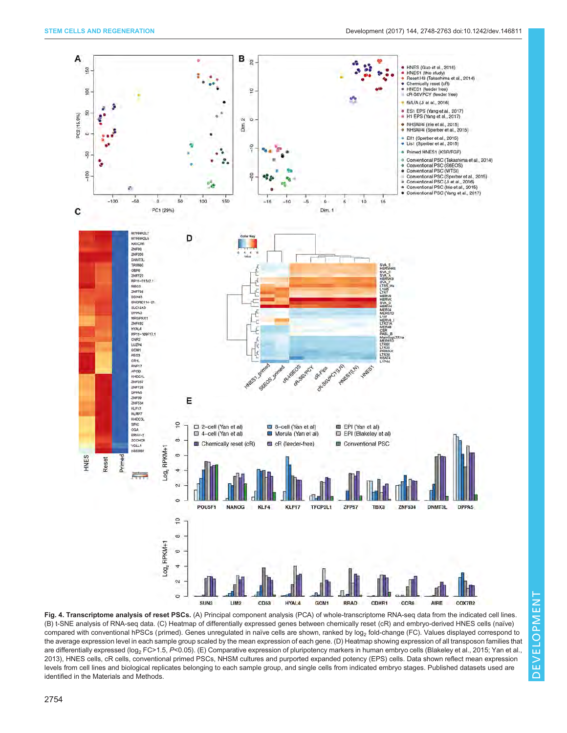**Fig. 4. Transcriptome analysis of reset PSCs.** (A) Principal component analysis (PCA) of whole-transcriptome RNA-seq data from the indicated cell lines. (B) t-SNE analysis of RNA-seq data. (C) Heatmap of differentially expressed genes between chemically reset (cR) and embryo-derived HNES cells (naïve) compared with conventional hPSCs (primed). Genes unregulated in naïve cells are shown, ranked by $\log_2$ fold-change (FC). Values displayed correspond to the average expression level in each sample group scaled by the mean expression of each gene. (D) Heatmap showing expression of all transposon families that are differentially expressed ($\log_2$ FC>1.5, $P$<0.05). (E) Comparative expression of pluripotency markers in human embryo cells (Blakeley et al., 2015; Yan et al., 2013), HNES cells, cR cells, conventional primed PSCs, NHSM cultures and purported expanded potency (EPS) cells. Data shown reflect mean expression levels from cell lines and biological replicates belonging to each sample group, and single cells from indicated embryo stages. Published datasets used are identified in the Materials and Methods.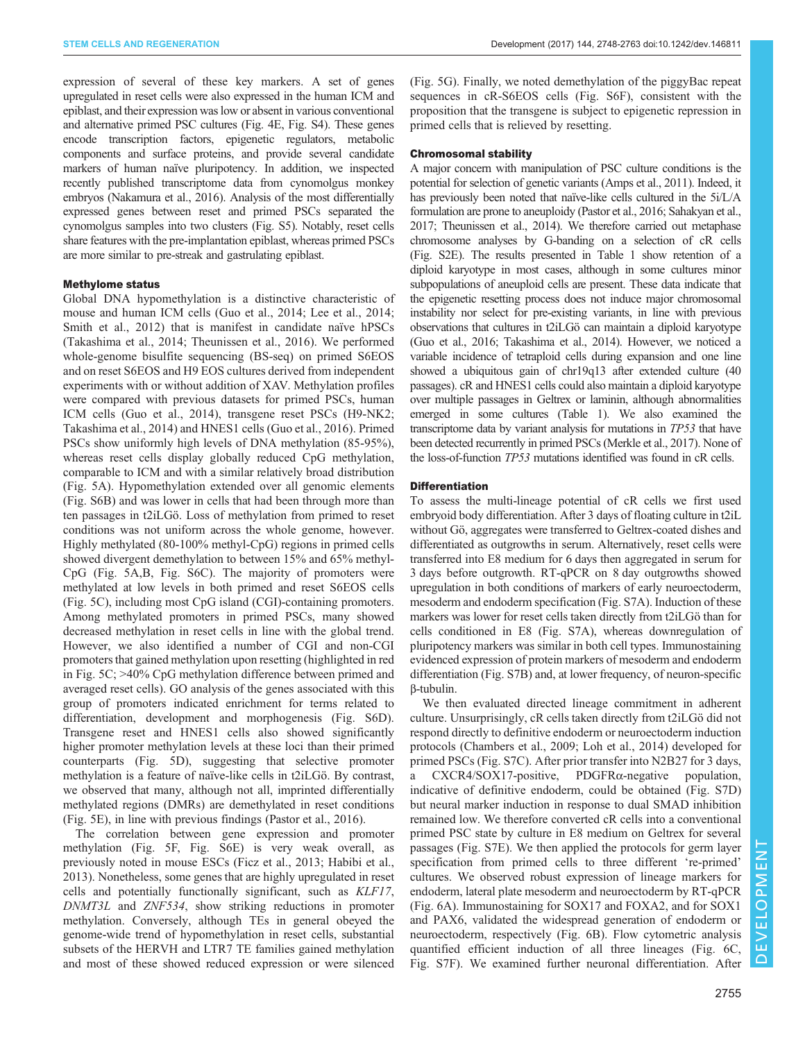expression of several of these key markers. A set of genes upregulated in reset cells were also expressed in the human ICM and epiblast, and their expression was low or absent in various conventional and alternative primed PSC cultures (Fig. 4E, Fig. S4). These genes encode transcription factors, epigenetic regulators, metabolic components and surface proteins, and provide several candidate markers of human naïve pluripotency. In addition, we inspected recently published transcriptome data from cynomolgus monkey embryos (Nakamura et al., 2016). Analysis of the most differentially expressed genes between reset and primed PSCs separated the cynomolgus samples into two clusters (Fig. S5). Notably, reset cells share features with the pre-implantation epiblast, whereas primed PSCs are more similar to pre-streak and gastrulating epiblast.

#### Methylome status

Global DNA hypomethylation is a distinctive characteristic of mouse and human ICM cells (Guo et al., 2014; Lee et al., 2014; Smith et al., 2012) that is manifest in candidate naïve hPSCs (Takashima et al., 2014; Theunissen et al., 2016). We performed whole-genome bisulfite sequencing (BS-seq) on primed S6EOS and on reset S6EOS and H9 EOS cultures derived from independent experiments with or without addition of XAV. Methylation profiles were compared with previous datasets for primed PSCs, human ICM cells (Guo et al., 2014), transgene reset PSCs (H9-NK2; Takashima et al., 2014) and HNES1 cells (Guo et al., 2016). Primed PSCs show uniformly high levels of DNA methylation (85-95%), whereas reset cells display globally reduced CpG methylation, comparable to ICM and with a similar relatively broad distribution (Fig. 5A). Hypomethylation extended over all genomic elements (Fig. S6B) and was lower in cells that had been through more than ten passages in t2iLGö. Loss of methylation from primed to reset conditions was not uniform across the whole genome, however. Highly methylated (80-100% methyl-CpG) regions in primed cells showed divergent demethylation to between 15% and 65% methyl-CpG (Fig. 5A,B, Fig. S6C). The majority of promoters were methylated at low levels in both primed and reset S6EOS cells (Fig. 5C), including most CpG island (CGI)-containing promoters. Among methylated promoters in primed PSCs, many showed decreased methylation in reset cells in line with the global trend. However, we also identified a number of CGI and non-CGI promoters that gained methylation upon resetting (highlighted in red in Fig. 5C; >40% CpG methylation difference between primed and averaged reset cells). GO analysis of the genes associated with this group of promoters indicated enrichment for terms related to differentiation, development and morphogenesis (Fig. S6D). Transgene reset and HNES1 cells also showed significantly higher promoter methylation levels at these loci than their primed counterparts (Fig. 5D), suggesting that selective promoter methylation is a feature of naïve-like cells in t2iLGö. By contrast, we observed that many, although not all, imprinted differentially methylated regions (DMRs) are demethylated in reset conditions (Fig. 5E), in line with previous findings (Pastor et al., 2016).

The correlation between gene expression and promoter methylation (Fig. 5F, Fig. S6E) is very weak overall, as previously noted in mouse ESCs (Ficz et al., 2013; Habibi et al., 2013). Nonetheless, some genes that are highly upregulated in reset cells and potentially functionally significant, such as *KLF17*, *DNMT3L* and *ZNF534*, show striking reductions in promoter methylation. Conversely, although TEs in general obeyed the genome-wide trend of hypomethylation in reset cells, substantial subsets of the HERVH and LTR7 TE families gained methylation and most of these showed reduced expression or were silenced (Fig. 5G). Finally, we noted demethylation of the piggyBac repeat sequences in cR-S6EOS cells (Fig. S6F), consistent with the proposition that the transgene is subject to epigenetic repression in primed cells that is relieved by resetting.

#### Chromosomal stability

A major concern with manipulation of PSC culture conditions is the potential for selection of genetic variants (Amps et al., 2011). Indeed, it has previously been noted that naïve-like cells cultured in the 5i/L/A formulation are prone to aneuploidy (Pastor et al., 2016; Sahakyan et al., 2017; Theunissen et al., 2014). We therefore carried out metaphase chromosome analyses by G-banding on a selection of cR cells (Fig. S2E). The results presented in Table 1 show retention of a diploid karyotype in most cases, although in some cultures minor subpopulations of aneuploid cells are present. These data indicate that the epigenetic resetting process does not induce major chromosomal instability nor select for pre-existing variants, in line with previous observations that cultures in t2iLGö can maintain a diploid karyotype (Guo et al., 2016; Takashima et al., 2014). However, we noticed a variable incidence of tetraploid cells during expansion and one line showed a ubiquitous gain of chr19q13 after extended culture (40 passages). cR and HNES1 cells could also maintain a diploid karyotype over multiple passages in Geltrex or laminin, although abnormalities emerged in some cultures (Table 1). We also examined the transcriptome data by variant analysis for mutations in *TP53* that have been detected recurrently in primed PSCs (Merkle et al., 2017). None of the loss-of-function *TP53* mutations identified was found in cR cells.

#### Differentiation

To assess the multi-lineage potential of cR cells we first used embryoid body differentiation. After 3 days of floating culture in t2iL without Gö, aggregates were transferred to Geltrex-coated dishes and differentiated as outgrowths in serum. Alternatively, reset cells were transferred into E8 medium for 6 days then aggregated in serum for 3 days before outgrowth. RT-qPCR on 8 day outgrowths showed upregulation in both conditions of markers of early neuroectoderm, mesoderm and endoderm specification (Fig. S7A). Induction of these markers was lower for reset cells taken directly from t2iLGö than for cells conditioned in E8 (Fig. S7A), whereas downregulation of pluripotency markers was similar in both cell types. Immunostaining evidenced expression of protein markers of mesoderm and endoderm differentiation (Fig. S7B) and, at lower frequency, of neuron-specific β-tubulin.

We then evaluated directed lineage commitment in adherent culture. Unsurprisingly, cR cells taken directly from t2iLGö did not respond directly to definitive endoderm or neuroectoderm induction protocols (Chambers et al., 2009; Loh et al., 2014) developed for primed PSCs (Fig. S7C). After prior transfer into N2B27 for 3 days, a CXCR4/SOX17-positive, PDGFRα-negative population, indicative of definitive endoderm, could be obtained (Fig. S7D) but neural marker induction in response to dual SMAD inhibition remained low. We therefore converted cR cells into a conventional primed PSC state by culture in E8 medium on Geltrex for several passages (Fig. S7E). We then applied the protocols for germ layer specification from primed cells to three different 're-primed' cultures. We observed robust expression of lineage markers for endoderm, lateral plate mesoderm and neuroectoderm by RT-qPCR (Fig. 6A). Immunostaining for SOX17 and FOXA2, and for SOX1 and PAX6, validated the widespread generation of endoderm or neuroectoderm, respectively (Fig. 6B). Flow cytometric analysis quantified efficient induction of all three lineages (Fig. 6C, Fig. S7F). We examined further neuronal differentiation. After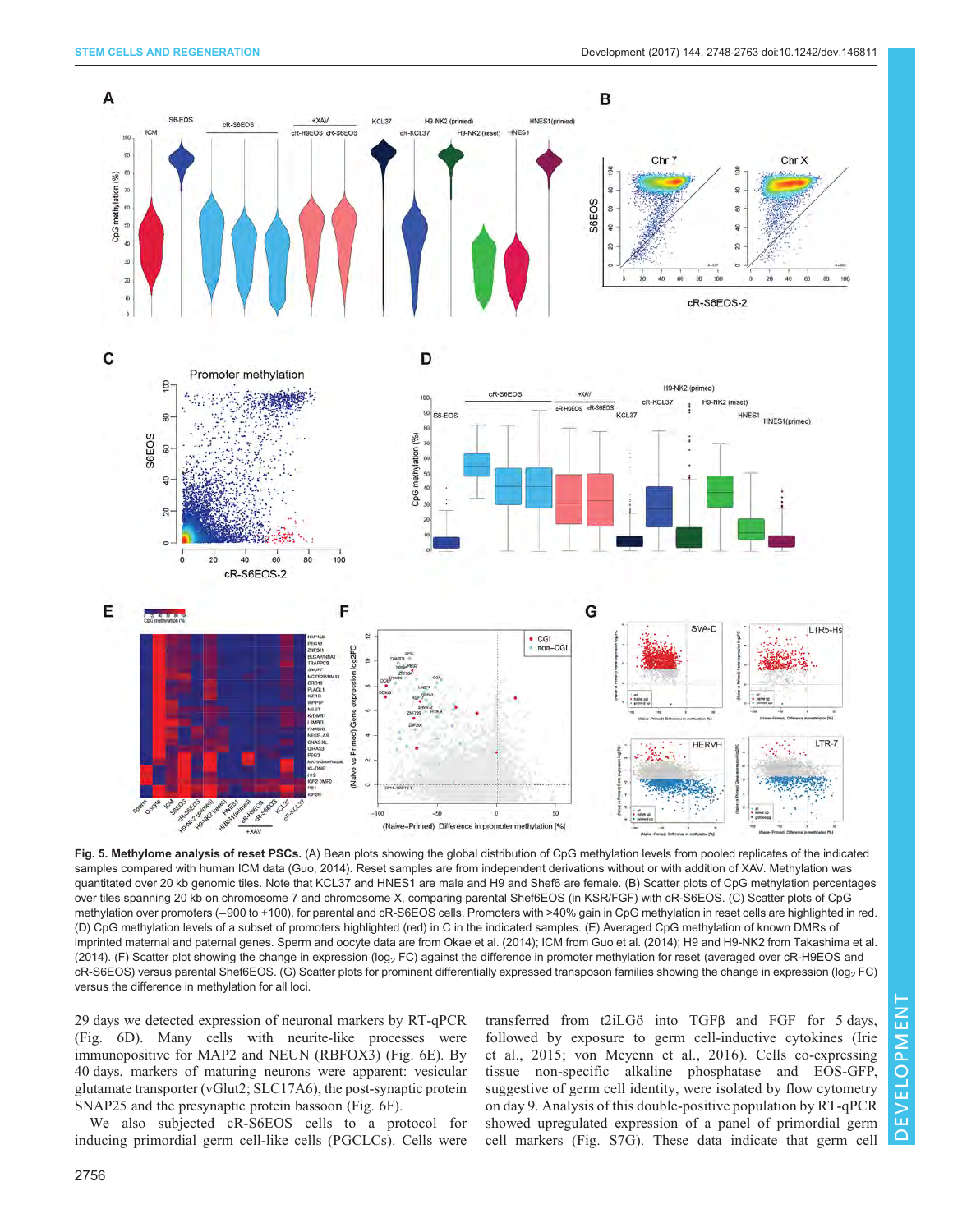**Fig. 5. Methylome analysis of reset PSCs.** (A) Bean plots showing the global distribution of CpG methylation levels from pooled replicates of the indicated samples compared with human ICM data (Guo, 2014). Reset samples are from independent derivations without or with addition of XAV. Methylation was quantitated over 20 kb genomic tiles. Note that KCL37 and HNES1 are male and H9 and Shef6 are female. (B) Scatter plots of CpG methylation percentages over tiles spanning 20 kb on chromosome 7 and chromosome X, comparing parental Shef6EOS (in KSR/FGF) with cR-S6EOS. (C) Scatter plots of CpG methylation over promoters (−900 to +100), for parental and cR-S6EOS cells. Promoters with >40% gain in CpG methylation in reset cells are highlighted in red. (D) CpG methylation levels of a subset of promoters highlighted (red) in C in the indicated samples. (E) Averaged CpG methylation of known DMRs of imprinted maternal and paternal genes. Sperm and oocyte data are from Okae et al. (2014); ICM from Guo et al. (2014); H9 and H9-NK2 from Takashima et al. (2014). (F) Scatter plot showing the change in expression ($\log_2$ FC) against the difference in promoter methylation for reset (averaged over cR-H9EOS and cR-S6EOS) versus parental Shef6EOS. (G) Scatter plots for prominent differentially expressed transposon families showing the change in expression ($\log_2$ FC) versus the difference in methylation for all loci.

29 days we detected expression of neuronal markers by RT-qPCR (Fig. 6D). Many cells with neurite-like processes were immunopositive for MAP2 and NEUN (RBFOX3) (Fig. 6E). By 40 days, markers of maturing neurons were apparent: vesicular glutamate transporter (vGlut2; SLC17A6), the post-synaptic protein SNAP25 and the presynaptic protein bassoon (Fig. 6F).

We also subjected cR-S6EOS cells to a protocol for inducing primordial germ cell-like cells (PGCLCs). Cells were transferred from t2iLGö into TGFβ and FGF for 5 days, followed by exposure to germ cell-inductive cytokines (Irie et al., 2015; von Meyenn et al., 2016). Cells co-expressing tissue non-specific alkaline phosphatase and EOS-GFP, suggestive of germ cell identity, were isolated by flow cytometry on day 9. Analysis of this double-positive population by RT-qPCR showed upregulated expression of a panel of primordial germ cell markers (Fig. S7G). These data indicate that germ cell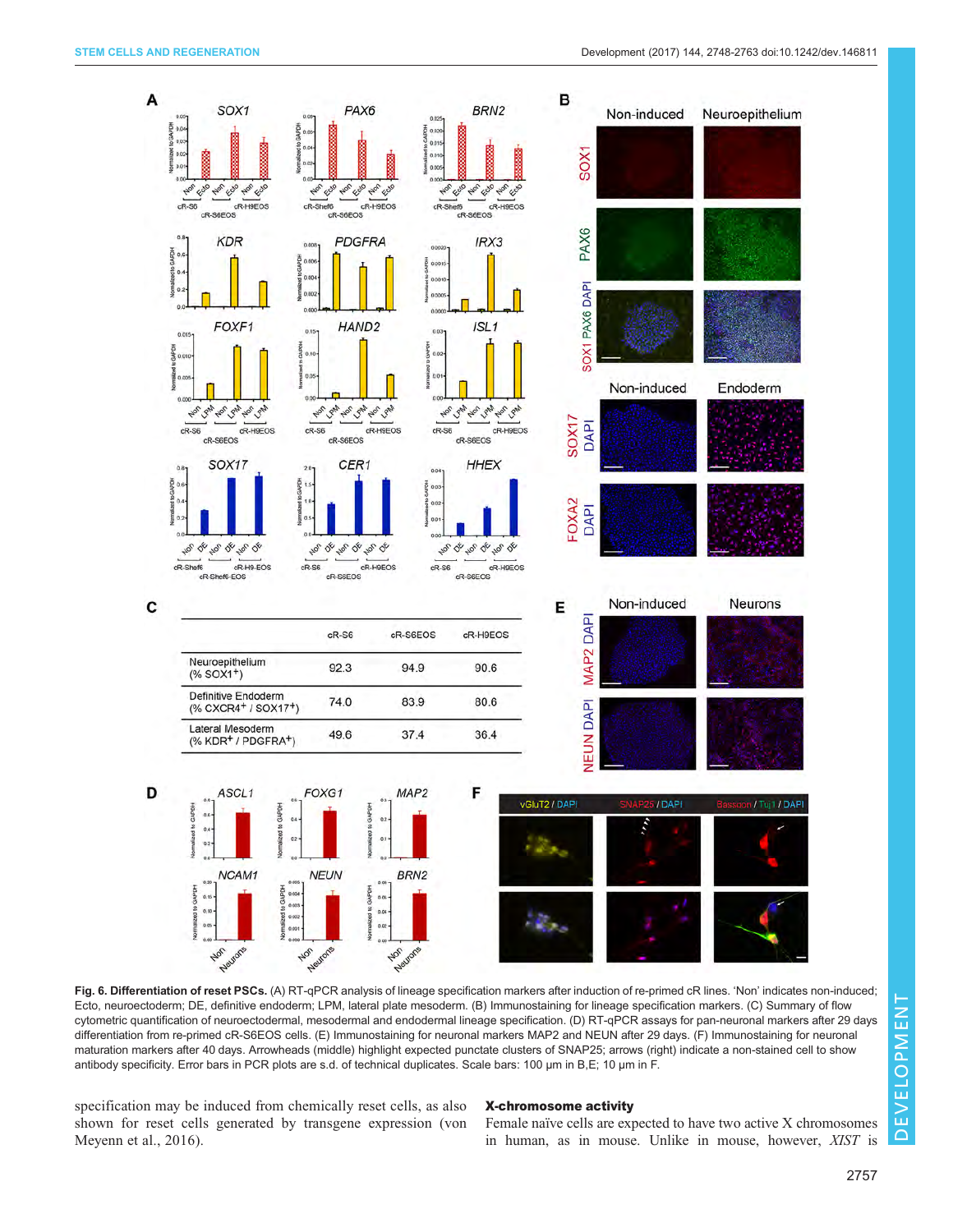| | cR-S6 | cR-S6EOS | cR-H9EOS |
|---|---|---|---|
| Neuroepithelium (% SOX1+) | 92.3 | 94.9 | 90.6 |
| Definitive Endoderm (% CXCR4+ / SOX17+) | 74.0 | 83.9 | 80.6 |
| Lateral Mesoderm (% KDR+ / PDGFRA+) | 49.6 | 37.4 | 36.4 |

**Fig. 6. Differentiation of reset PSCs.** (A) RT-qPCR analysis of lineage specification markers after induction of re-primed cR lines. 'Non' indicates non-induced; Ecto, neuroectoderm; DE, definitive endoderm; LPM, lateral plate mesoderm. (B) Immunostaining for lineage specification markers. (C) Summary of flow cytometric quantification of neuroectodermal, mesodermal and endodermal lineage specification. (D) RT-qPCR assays for pan-neuronal markers after 29 days differentiation from re-primed cR-S6EOS cells. (E) Immunostaining for neuronal markers MAP2 and NEUN after 29 days. (F) Immunostaining for neuronal maturation markers after 40 days. Arrowheads (middle) highlight expected punctate clusters of SNAP25; arrows (right) indicate a non-stained cell to show antibody specificity. Error bars in PCR plots are s.d. of technical duplicates. Scale bars: 100 µm in B,E; 10 µm in F.

specification may be induced from chemically reset cells, as also shown for reset cells generated by transgene expression (von Meyenn et al., 2016).

### X-chromosome activity

Female naïve cells are expected to have two active X chromosomes in human, as in mouse. Unlike in mouse, however, *XIST* is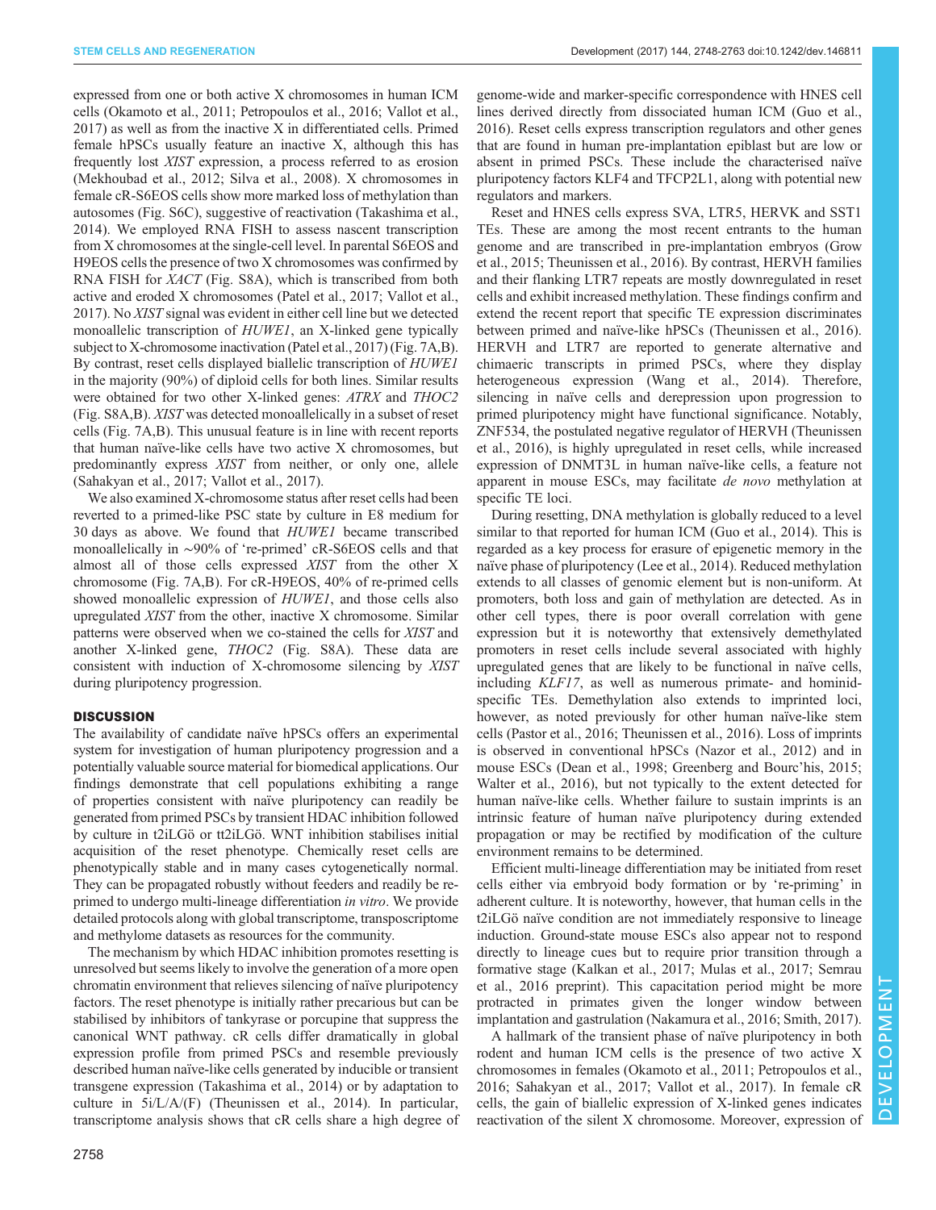expressed from one or both active X chromosomes in human ICM cells (Okamoto et al., 2011; Petropoulos et al., 2016; Vallot et al., 2017) as well as from the inactive X in differentiated cells. Primed female hPSCs usually feature an inactive X, although this has frequently lost *XIST* expression, a process referred to as erosion (Mekhoubad et al., 2012; Silva et al., 2008). X chromosomes in female cR-S6EOS cells show more marked loss of methylation than autosomes (Fig. S6C), suggestive of reactivation (Takashima et al., 2014). We employed RNA FISH to assess nascent transcription from X chromosomes at the single-cell level. In parental S6EOS and H9EOS cells the presence of two X chromosomes was confirmed by RNA FISH for *XACT* (Fig. S8A), which is transcribed from both active and eroded X chromosomes (Patel et al., 2017; Vallot et al., 2017). No *XIST* signal was evident in either cell line but we detected monoallelic transcription of *HUWE1*, an X-linked gene typically subject to X-chromosome inactivation (Patel et al., 2017) (Fig. 7A,B). By contrast, reset cells displayed biallelic transcription of *HUWE1* in the majority (90%) of diploid cells for both lines. Similar results were obtained for two other X-linked genes: *ATRX* and *THOC2* (Fig. S8A,B). *XIST* was detected monoallelically in a subset of reset cells (Fig. 7A,B). This unusual feature is in line with recent reports that human naïve-like cells have two active X chromosomes, but predominantly express *XIST* from neither, or only one, allele (Sahakyan et al., 2017; Vallot et al., 2017).

We also examined X-chromosome status after reset cells had been reverted to a primed-like PSC state by culture in E8 medium for 30 days as above. We found that *HUWE1* became transcribed monoallelically in ∼90% of 're-primed' cR-S6EOS cells and that almost all of those cells expressed *XIST* from the other X chromosome (Fig. 7A,B). For cR-H9EOS, 40% of re-primed cells showed monoallelic expression of *HUWE1*, and those cells also upregulated *XIST* from the other, inactive X chromosome. Similar patterns were observed when we co-stained the cells for *XIST* and another X-linked gene, *THOC2* (Fig. S8A). These data are consistent with induction of X-chromosome silencing by *XIST* during pluripotency progression.

## DISCUSSION

The availability of candidate naïve hPSCs offers an experimental system for investigation of human pluripotency progression and a potentially valuable source material for biomedical applications. Our findings demonstrate that cell populations exhibiting a range of properties consistent with naïve pluripotency can readily be generated from primed PSCs by transient HDAC inhibition followed by culture in t2iLGö or tt2iLGö. WNT inhibition stabilises initial acquisition of the reset phenotype. Chemically reset cells are phenotypically stable and in many cases cytogenetically normal. They can be propagated robustly without feeders and readily be re-primed to undergo multi-lineage differentiation *in vitro*. We provide detailed protocols along with global transcriptome, transposcriptome and methylome datasets as resources for the community.

The mechanism by which HDAC inhibition promotes resetting is unresolved but seems likely to involve the generation of a more open chromatin environment that relieves silencing of naïve pluripotency factors. The reset phenotype is initially rather precarious but can be stabilised by inhibitors of tankyrase or porcupine that suppress the canonical WNT pathway. cR cells differ dramatically in global expression profile from primed PSCs and resemble previously described human naïve-like cells generated by inducible or transient transgene expression (Takashima et al., 2014) or by adaptation to culture in 5i/L/A/(F) (Theunissen et al., 2014). In particular, transcriptome analysis shows that cR cells share a high degree of genome-wide and marker-specific correspondence with HNES cell lines derived directly from dissociated human ICM (Guo et al., 2016). Reset cells express transcription regulators and other genes that are found in human pre-implantation epiblast but are low or absent in primed PSCs. These include the characterised naïve pluripotency factors KLF4 and TFCP2L1, along with potential new regulators and markers.

Reset and HNES cells express SVA, LTR5, HERVK and SST1 TEs. These are among the most recent entrants to the human genome and are transcribed in pre-implantation embryos (Grow et al., 2015; Theunissen et al., 2016). By contrast, HERVH families and their flanking LTR7 repeats are mostly downregulated in reset cells and exhibit increased methylation. These findings confirm and extend the recent report that specific TE expression discriminates between primed and naïve-like hPSCs (Theunissen et al., 2016). HERVH and LTR7 are reported to generate alternative and chimaeric transcripts in primed PSCs, where they display heterogeneous expression (Wang et al., 2014). Therefore, silencing in naïve cells and derepression upon progression to primed pluripotency might have functional significance. Notably, ZNF534, the postulated negative regulator of HERVH (Theunissen et al., 2016), is highly upregulated in reset cells, while increased expression of DNMT3L in human naïve-like cells, a feature not apparent in mouse ESCs, may facilitate *de novo* methylation at specific TE loci.

During resetting, DNA methylation is globally reduced to a level similar to that reported for human ICM (Guo et al., 2014). This is regarded as a key process for erasure of epigenetic memory in the naïve phase of pluripotency (Lee et al., 2014). Reduced methylation extends to all classes of genomic element but is non-uniform. At promoters, both loss and gain of methylation are detected. As in other cell types, there is poor overall correlation with gene expression but it is noteworthy that extensively demethylated promoters in reset cells include several associated with highly upregulated genes that are likely to be functional in naïve cells, including *KLF17*, as well as numerous primate- and hominid-specific TEs. Demethylation also extends to imprinted loci, however, as noted previously for other human naïve-like stem cells (Pastor et al., 2016; Theunissen et al., 2016). Loss of imprints is observed in conventional hPSCs (Nazor et al., 2012) and in mouse ESCs (Dean et al., 1998; Greenberg and Bourc'his, 2015; Walter et al., 2016), but not typically to the extent detected for human naïve-like cells. Whether failure to sustain imprints is an intrinsic feature of human naïve pluripotency during extended propagation or may be rectified by modification of the culture environment remains to be determined.

Efficient multi-lineage differentiation may be initiated from reset cells either via embryoid body formation or by 're-priming' in adherent culture. It is noteworthy, however, that human cells in the t2iLGö naïve condition are not immediately responsive to lineage induction. Ground-state mouse ESCs also appear not to respond directly to lineage cues but to require prior transition through a formative stage (Kalkan et al., 2017; Mulas et al., 2017; Semrau et al., 2016 preprint). This capacitation period might be more protracted in primates given the longer window between implantation and gastrulation (Nakamura et al., 2016; Smith, 2017).

A hallmark of the transient phase of naïve pluripotency in both rodent and human ICM cells is the presence of two active X chromosomes in females (Okamoto et al., 2011; Petropoulos et al., 2016; Sahakyan et al., 2017; Vallot et al., 2017). In female cR cells, the gain of biallelic expression of X-linked genes indicates reactivation of the silent X chromosome. Moreover, expression of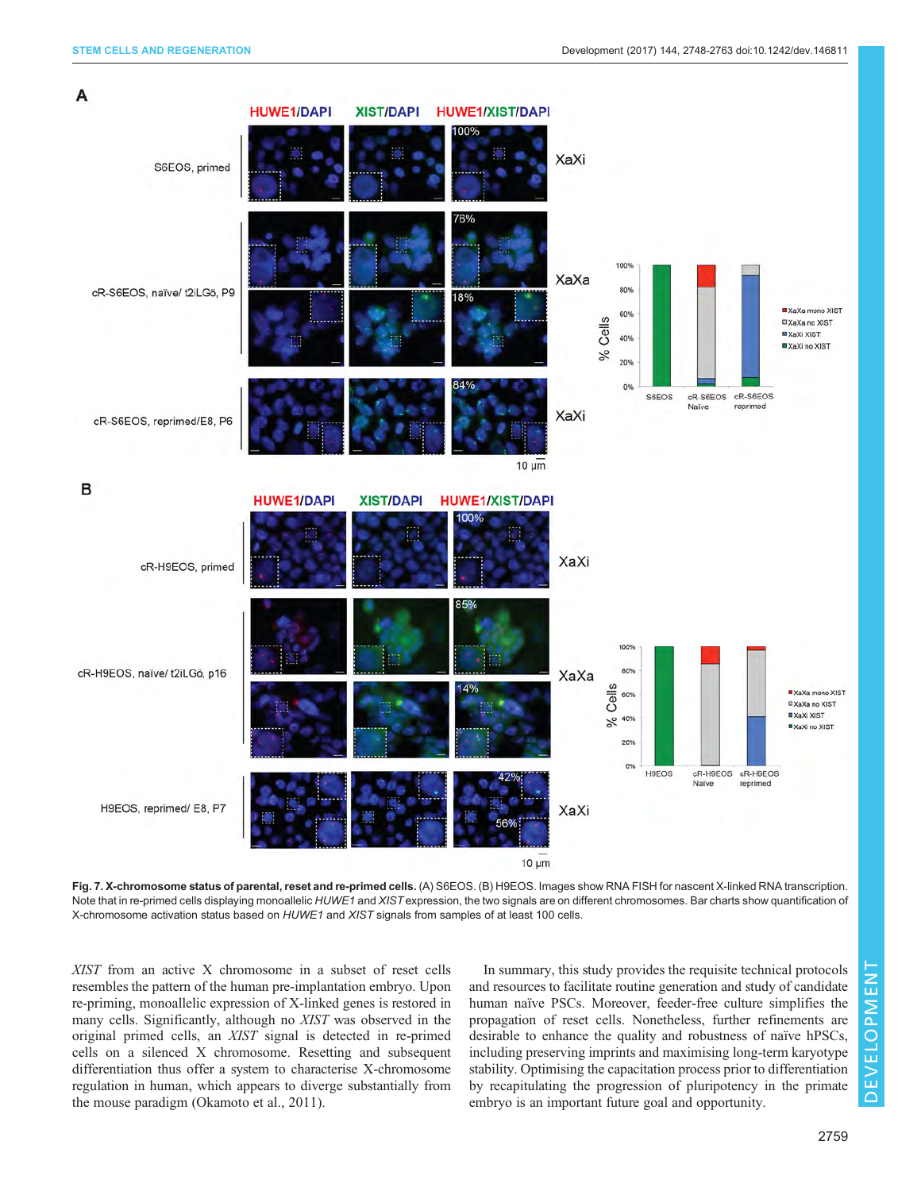**Fig. 7. X-chromosome status of parental, reset and re-primed cells.** (A) S6EOS. (B) H9EOS. Images show RNA FISH for nascent X-linked RNA transcription. Note that in re-primed cells displaying monoallelic *HUWE1* and *XIST* expression, the two signals are on different chromosomes. Bar charts show quantification of X-chromosome activation status based on *HUWE1* and *XIST* signals from samples of at least 100 cells.

*XIST* from an active X chromosome in a subset of reset cells resembles the pattern of the human pre-implantation embryo. Upon re-priming, monoallelic expression of X-linked genes is restored in many cells. Significantly, although no *XIST* was observed in the original primed cells, an *XIST* signal is detected in re-primed cells on a silenced X chromosome. Resetting and subsequent differentiation thus offer a system to characterise X-chromosome regulation in human, which appears to diverge substantially from the mouse paradigm (Okamoto et al., 2011).

In summary, this study provides the requisite technical protocols and resources to facilitate routine generation and study of candidate human naïve PSCs. Moreover, feeder-free culture simplifies the propagation of reset cells. Nonetheless, further refinements are desirable to enhance the quality and robustness of naïve hPSCs, including preserving imprints and maximising long-term karyotype stability. Optimising the capacitation process prior to differentiation by recapitulating the progression of pluripotency in the primate embryo is an important future goal and opportunity.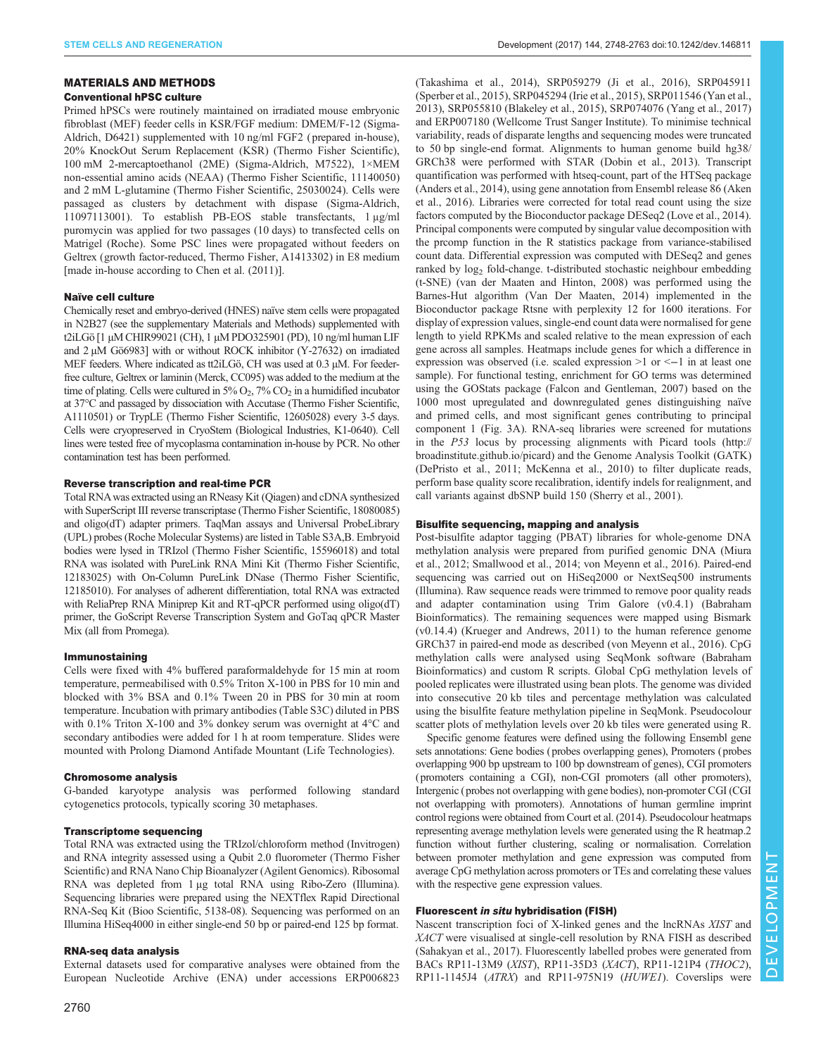## MATERIALS AND METHODS

### Conventional hPSC culture

Primed hPSCs were routinely maintained on irradiated mouse embryonic fibroblast (MEF) feeder cells in KSR/FGF medium: DMEM/F-12 (Sigma-Aldrich, D6421) supplemented with 10 ng/ml FGF2 (prepared in-house), 20% KnockOut Serum Replacement (KSR) (Thermo Fisher Scientific), 100 mM 2-mercaptoethanol (2ME) (Sigma-Aldrich, M7522), 1×MEM non-essential amino acids (NEAA) (Thermo Fisher Scientific, 11140050) and 2 mM L-glutamine (Thermo Fisher Scientific, 25030024). Cells were passaged as clusters by detachment with dispase (Sigma-Aldrich, 11097113001). To establish PB-EOS stable transfectants, 1 µg/ml puromycin was applied for two passages (10 days) to transfected cells on Matrigel (Roche). Some PSC lines were propagated without feeders on Geltrex (growth factor-reduced, Thermo Fisher, A1413302) in E8 medium [made in-house according to Chen et al. (2011)].

### Naïve cell culture

Chemically reset and embryo-derived (HNES) naïve stem cells were propagated in N2B27 (see the supplementary Materials and Methods) supplemented with t2iLGö [1 µM CHIR99021 (CH), 1 µM PDO325901 (PD), 10 ng/ml human LIF and 2 µM Gö6983] with or without ROCK inhibitor (Y-27632) on irradiated MEF feeders. Where indicated as tt2iLGö, CH was used at 0.3 µM. For feeder-free culture, Geltrex or laminin (Merck, CC095) was added to the medium at the time of plating. Cells were cultured in 5% $O_2$, 7% $CO_2$ in a humidified incubator at 37°C and passaged by dissociation with Accutase (Thermo Fisher Scientific, A1110501) or TrypLE (Thermo Fisher Scientific, 12605028) every 3-5 days. Cells were cryopreserved in CryoStem (Biological Industries, K1-0640). Cell lines were tested free of mycoplasma contamination in-house by PCR. No other contamination test has been performed.

### Reverse transcription and real-time PCR

Total RNA was extracted using an RNeasy Kit (Qiagen) and cDNA synthesized with SuperScript III reverse transcriptase (Thermo Fisher Scientific, 18080085) and oligo(dT) adapter primers. TaqMan assays and Universal ProbeLibrary (UPL) probes (Roche Molecular Systems) are listed in Table S3A,B. Embryoid bodies were lysed in TRIzol (Thermo Fisher Scientific, 15596018) and total RNA was isolated with PureLink RNA Mini Kit (Thermo Fisher Scientific, 12183025) with On-Column PureLink DNase (Thermo Fisher Scientific, 12185010). For analyses of adherent differentiation, total RNA was extracted with ReliaPrep RNA Miniprep Kit and RT-qPCR performed using oligo(dT) primer, the GoScript Reverse Transcription System and GoTaq qPCR Master Mix (all from Promega).

### Immunostaining

Cells were fixed with 4% buffered paraformaldehyde for 15 min at room temperature, permeabilised with 0.5% Triton X-100 in PBS for 10 min and blocked with 3% BSA and 0.1% Tween 20 in PBS for 30 min at room temperature. Incubation with primary antibodies (Table S3C) diluted in PBS with 0.1% Triton X-100 and 3% donkey serum was overnight at 4°C and secondary antibodies were added for 1 h at room temperature. Slides were mounted with Prolong Diamond Antifade Mountant (Life Technologies).

### Chromosome analysis

G-banded karyotype analysis was performed following standard cytogenetics protocols, typically scoring 30 metaphases.

### Transcriptome sequencing

Total RNA was extracted using the TRIzol/chloroform method (Invitrogen) and RNA integrity assessed using a Qubit 2.0 fluorometer (Thermo Fisher Scientific) and RNA Nano Chip Bioanalyzer (Agilent Genomics). Ribosomal RNA was depleted from 1 µg total RNA using Ribo-Zero (Illumina). Sequencing libraries were prepared using the NEXTflex Rapid Directional RNA-Seq Kit (Bioo Scientific, 5138-08). Sequencing was performed on an Illumina HiSeq4000 in either single-end 50 bp or paired-end 125 bp format.

### RNA-seq data analysis

External datasets used for comparative analyses were obtained from the European Nucleotide Archive (ENA) under accessions ERP006823 (Takashima et al., 2014), SRP059279 (Ji et al., 2016), SRP045911 (Sperber et al., 2015), SRP045294 (Irie et al., 2015), SRP011546 (Yan et al., 2013), SRP055810 (Blakeley et al., 2015), SRP074076 (Yang et al., 2017) and ERP007180 (Wellcome Trust Sanger Institute). To minimise technical variability, reads of disparate lengths and sequencing modes were truncated to 50 bp single-end format. Alignments to human genome build hg38/GRCh38 were performed with STAR (Dobin et al., 2013). Transcript quantification was performed with htseq-count, part of the HTSeq package (Anders et al., 2014), using gene annotation from Ensembl release 86 (Aken et al., 2016). Libraries were corrected for total read count using the size factors computed by the Bioconductor package DESeq2 (Love et al., 2014). Principal components were computed by singular value decomposition with the prcomp function in the R statistics package from variance-stabilised count data. Differential expression was computed with DESeq2 and genes ranked by $\log_2$ fold-change. t-distributed stochastic neighbour embedding (t-SNE) (van der Maaten and Hinton, 2008) was performed using the Barnes-Hut algorithm (Van Der Maaten, 2014) implemented in the Bioconductor package Rtsne with perplexity 12 for 1600 iterations. For display of expression values, single-end count data were normalised for gene length to yield RPKMs and scaled relative to the mean expression of each gene across all samples. Heatmaps include genes for which a difference in expression was observed (i.e. scaled expression >1 or <−1 in at least one sample). For functional testing, enrichment for GO terms was determined using the GOStats package (Falcon and Gentleman, 2007) based on the 1000 most upregulated and downregulated genes distinguishing naïve and primed cells, and most significant genes contributing to principal component 1 (Fig. 3A). RNA-seq libraries were screened for mutations in the *P53* locus by processing alignments with Picard tools (http://broadinstitute.github.io/picard) and the Genome Analysis Toolkit (GATK) (DePristo et al., 2011; McKenna et al., 2010) to filter duplicate reads, perform base quality score recalibration, identify indels for realignment, and call variants against dbSNP build 150 (Sherry et al., 2001).

### Bisulfite sequencing, mapping and analysis

Post-bisulfite adaptor tagging (PBAT) libraries for whole-genome DNA methylation analysis were prepared from purified genomic DNA (Miura et al., 2012; Smallwood et al., 2014; von Meyenn et al., 2016). Paired-end sequencing was carried out on HiSeq2000 or NextSeq500 instruments (Illumina). Raw sequence reads were trimmed to remove poor quality reads and adapter contamination using Trim Galore (v0.4.1) (Babraham Bioinformatics). The remaining sequences were mapped using Bismark (v0.14.4) (Krueger and Andrews, 2011) to the human reference genome GRCh37 in paired-end mode as described (von Meyenn et al., 2016). CpG methylation calls were analysed using SeqMonk software (Babraham Bioinformatics) and custom R scripts. Global CpG methylation levels of pooled replicates were illustrated using bean plots. The genome was divided into consecutive 20 kb tiles and percentage methylation was calculated using the bisulfite feature methylation pipeline in SeqMonk. Pseudocolour scatter plots of methylation levels over 20 kb tiles were generated using R.

Specific genome features were defined using the following Ensembl gene sets annotations: Gene bodies (probes overlapping genes), Promoters (probes overlapping 900 bp upstream to 100 bp downstream of genes), CGI promoters (promoters containing a CGI), non-CGI promoters (all other promoters), Intergenic (probes not overlapping with gene bodies), non-promoter CGI (CGI not overlapping with promoters). Annotations of human germline imprint control regions were obtained from Court et al. (2014). Pseudocolour heatmaps representing average methylation levels were generated using the R heatmap.2 function without further clustering, scaling or normalisation. Correlation between promoter methylation and gene expression was computed from average CpG methylation across promoters or TEs and correlating these values with the respective gene expression values.

### Fluorescent *in situ* hybridisation (FISH)

Nascent transcription foci of X-linked genes and the lncRNAs *XIST* and *XACT* were visualised at single-cell resolution by RNA FISH as described (Sahakyan et al., 2017). Fluorescently labelled probes were generated from BACs RP11-13M9 (*XIST*), RP11-35D3 (*XACT*), RP11-121P4 (*THOC2*), RP11-1145J4 (*ATRX*) and RP11-975N19 (*HUWE1*). Coverslips were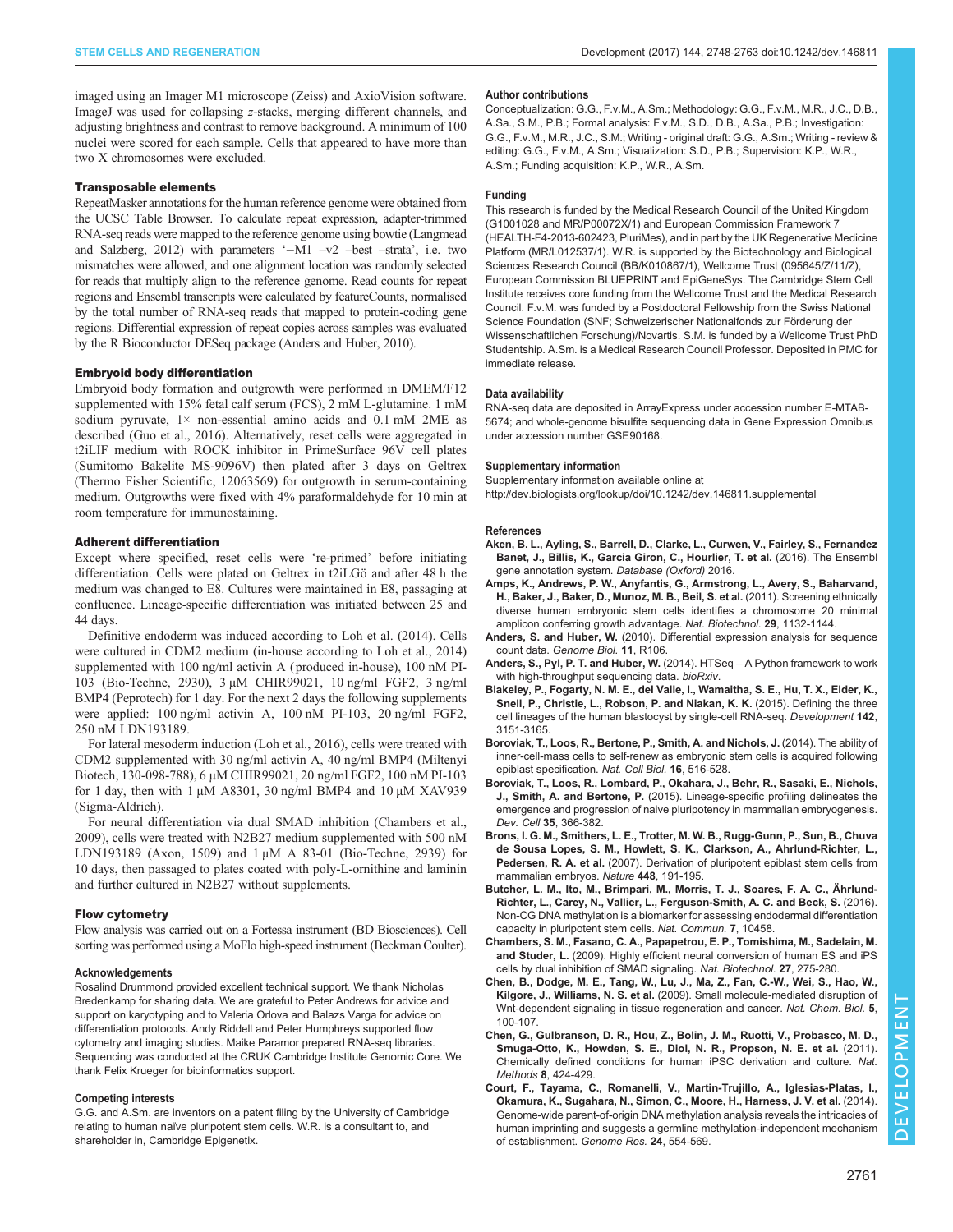imaged using an Imager M1 microscope (Zeiss) and AxioVision software. ImageJ was used for collapsing *z*-stacks, merging different channels, and adjusting brightness and contrast to remove background. A minimum of 100 nuclei were scored for each sample. Cells that appeared to have more than two X chromosomes were excluded.

### Transposable elements

RepeatMasker annotations for the human reference genome were obtained from the UCSC Table Browser. To calculate repeat expression, adapter-trimmed RNA-seq reads were mapped to the reference genome using bowtie (Langmead and Salzberg, 2012) with parameters '−M1 –v2 –best –strata', i.e. two mismatches were allowed, and one alignment location was randomly selected for reads that multiply align to the reference genome. Read counts for repeat regions and Ensembl transcripts were calculated by featureCounts, normalised by the total number of RNA-seq reads that mapped to protein-coding gene regions. Differential expression of repeat copies across samples was evaluated by the R Bioconductor DESeq package (Anders and Huber, 2010).

### Embryoid body differentiation

Embryoid body formation and outgrowth were performed in DMEM/F12 supplemented with 15% fetal calf serum (FCS), 2 mM L-glutamine. 1 mM sodium pyruvate, 1× non-essential amino acids and 0.1 mM 2ME as described (Guo et al., 2016). Alternatively, reset cells were aggregated in t2iLIF medium with ROCK inhibitor in PrimeSurface 96V cell plates (Sumitomo Bakelite MS-9096V) then plated after 3 days on Geltrex (Thermo Fisher Scientific, 12063569) for outgrowth in serum-containing medium. Outgrowths were fixed with 4% paraformaldehyde for 10 min at room temperature for immunostaining.

### Adherent differentiation

Except where specified, reset cells were 're-primed' before initiating differentiation. Cells were plated on Geltrex in t2iLGö and after 48 h the medium was changed to E8. Cultures were maintained in E8, passaging at confluence. Lineage-specific differentiation was initiated between 25 and 44 days.

Definitive endoderm was induced according to Loh et al. (2014). Cells were cultured in CDM2 medium (in-house according to Loh et al., 2014) supplemented with 100 ng/ml activin A (produced in-house), 100 nM PI-103 (Bio-Techne, 2930), 3 µM CHIR99021, 10 ng/ml FGF2, 3 ng/ml BMP4 (Peprotech) for 1 day. For the next 2 days the following supplements were applied: 100 ng/ml activin A, 100 nM PI-103, 20 ng/ml FGF2, 250 nM LDN193189.

For lateral mesoderm induction (Loh et al., 2016), cells were treated with CDM2 supplemented with 30 ng/ml activin A, 40 ng/ml BMP4 (Miltenyi Biotech, 130-098-788), 6 µM CHIR99021, 20 ng/ml FGF2, 100 nM PI-103 for 1 day, then with 1 µM A8301, 30 ng/ml BMP4 and 10 µM XAV939 (Sigma-Aldrich).

For neural differentiation via dual SMAD inhibition (Chambers et al., 2009), cells were treated with N2B27 medium supplemented with 500 nM LDN193189 (Axon, 1509) and 1 µM A 83-01 (Bio-Techne, 2939) for 10 days, then passaged to plates coated with poly-L-ornithine and laminin and further cultured in N2B27 without supplements.

### Flow cytometry

Flow analysis was carried out on a Fortessa instrument (BD Biosciences). Cell sorting was performed using a MoFlo high-speed instrument (Beckman Coulter).

#### Acknowledgements

Rosalind Drummond provided excellent technical support. We thank Nicholas Bredenkamp for sharing data. We are grateful to Peter Andrews for advice and support on karyotyping and to Valeria Orlova and Balazs Varga for advice on differentiation protocols. Andy Riddell and Peter Humphreys supported flow cytometry and imaging studies. Maike Paramor prepared RNA-seq libraries. Sequencing was conducted at the CRUK Cambridge Institute Genomic Core. We thank Felix Krueger for bioinformatics support.

#### Competing interests

G.G. and A.Sm. are inventors on a patent filing by the University of Cambridge relating to human naïve pluripotent stem cells. W.R. is a consultant to, and shareholder in, Cambridge Epigenetix.

#### Author contributions

Conceptualization: G.G., F.v.M., A.Sm.; Methodology: G.G., F.v.M., M.R., J.C., D.B., A.Sa., S.M., P.B.; Formal analysis: F.v.M., S.D., D.B., A.Sa., P.B.; Investigation: G.G., F.v.M., M.R., J.C., S.M.; Writing - original draft: G.G., A.Sm.; Writing - review & editing: G.G., F.v.M., A.Sm.; Visualization: S.D., P.B.; Supervision: K.P., W.R., A.Sm.; Funding acquisition: K.P., W.R., A.Sm.

#### Funding

This research is funded by the Medical Research Council of the United Kingdom (G1001028 and MR/P00072X/1) and European Commission Framework 7 (HEALTH-F4-2013-602423, PluriMes), and in part by the UK Regenerative Medicine Platform (MR/L012537/1). W.R. is supported by the Biotechnology and Biological Sciences Research Council (BB/K010867/1), Wellcome Trust (095645/Z/11/Z), European Commission BLUEPRINT and EpiGeneSys. The Cambridge Stem Cell Institute receives core funding from the Wellcome Trust and the Medical Research Council. F.v.M. was funded by a Postdoctoral Fellowship from the Swiss National Science Foundation (SNF; Schweizerischer Nationalfonds zur Förderung der Wissenschaftlichen Forschung)/Novartis. S.M. is funded by a Wellcome Trust PhD Studentship. A.Sm. is a Medical Research Council Professor. Deposited in PMC for immediate release.

#### Data availability

RNA-seq data are deposited in ArrayExpress under accession number E-MTAB-5674; and whole-genome bisulfite sequencing data in Gene Expression Omnibus under accession number GSE90168.

#### Supplementary information

Supplementary information available online at http://dev.biologists.org/lookup/doi/10.1242/dev.146811.supplemental

#### References

**Aken, B. L., Ayling, S., Barrell, D., Clarke, L., Curwen, V., Fairley, S., Fernandez Banet, J., Billis, K., Garcia Giron, C., Hourlier, T. et al.** (2016). The Ensembl gene annotation system. *Database (Oxford)* 2016.

**Amps, K., Andrews, P. W., Anyfantis, G., Armstrong, L., Avery, S., Baharvand, H., Baker, J., Baker, D., Munoz, M. B., Beil, S. et al.** (2011). Screening ethnically diverse human embryonic stem cells identifies a chromosome 20 minimal amplicon conferring growth advantage. *Nat. Biotechnol.* **29**, 1132-1144.

**Anders, S. and Huber, W.** (2010). Differential expression analysis for sequence count data. *Genome Biol.* **11**, R106.

**Anders, S., Pyl, P. T. and Huber, W.** (2014). HTSeq – A Python framework to work with high-throughput sequencing data. *bioRxiv*.

**Blakeley, P., Fogarty, N. M. E., del Valle, I., Wamaitha, S. E., Hu, T. X., Elder, K., Snell, P., Christie, L., Robson, P. and Niakan, K. K.** (2015). Defining the three cell lineages of the human blastocyst by single-cell RNA-seq. *Development* **142**, 3151-3165.

**Boroviak, T., Loos, R., Bertone, P., Smith, A. and Nichols, J.** (2014). The ability of inner-cell-mass cells to self-renew as embryonic stem cells is acquired following epiblast specification. *Nat. Cell Biol.* **16**, 516-528.

**Boroviak, T., Loos, R., Lombard, P., Okahara, J., Behr, R., Sasaki, E., Nichols, J., Smith, A. and Bertone, P.** (2015). Lineage-specific profiling delineates the emergence and progression of naive pluripotency in mammalian embryogenesis. *Dev. Cell* **35**, 366-382.

**Brons, I. G. M., Smithers, L. E., Trotter, M. W. B., Rugg-Gunn, P., Sun, B., Chuva de Sousa Lopes, S. M., Howlett, S. K., Clarkson, A., Ahrlund-Richter, L., Pedersen, R. A. et al.** (2007). Derivation of pluripotent epiblast stem cells from mammalian embryos. *Nature* **448**, 191-195.

**Butcher, L. M., Ito, M., Brimpari, M., Morris, T. J., Soares, F. A. C., Ährlund-Richter, L., Carey, N., Vallier, L., Ferguson-Smith, A. C. and Beck, S.** (2016). Non-CG DNA methylation is a biomarker for assessing endodermal differentiation capacity in pluripotent stem cells. *Nat. Commun.* **7**, 10458.

**Chambers, S. M., Fasano, C. A., Papapetrou, E. P., Tomishima, M., Sadelain, M. and Studer, L.** (2009). Highly efficient neural conversion of human ES and iPS cells by dual inhibition of SMAD signaling. *Nat. Biotechnol.* **27**, 275-280.

**Chen, B., Dodge, M. E., Tang, W., Lu, J., Ma, Z., Fan, C.-W., Wei, S., Hao, W., Kilgore, J., Williams, N. S. et al.** (2009). Small molecule-mediated disruption of Wnt-dependent signaling in tissue regeneration and cancer. *Nat. Chem. Biol.* **5**, 100-107.

**Chen, G., Gulbranson, D. R., Hou, Z., Bolin, J. M., Ruotti, V., Probasco, M. D., Smuga-Otto, K., Howden, S. E., Diol, N. R., Propson, N. E. et al.** (2011). Chemically defined conditions for human iPSC derivation and culture. *Nat. Methods* **8**, 424-429.

**Court, F., Tayama, C., Romanelli, V., Martin-Trujillo, A., Iglesias-Platas, I., Okamura, K., Sugahara, N., Simon, C., Moore, H., Harness, J. V. et al.** (2014). Genome-wide parent-of-origin DNA methylation analysis reveals the intricacies of human imprinting and suggests a germline methylation-independent mechanism of establishment. *Genome Res.* **24**, 554-569.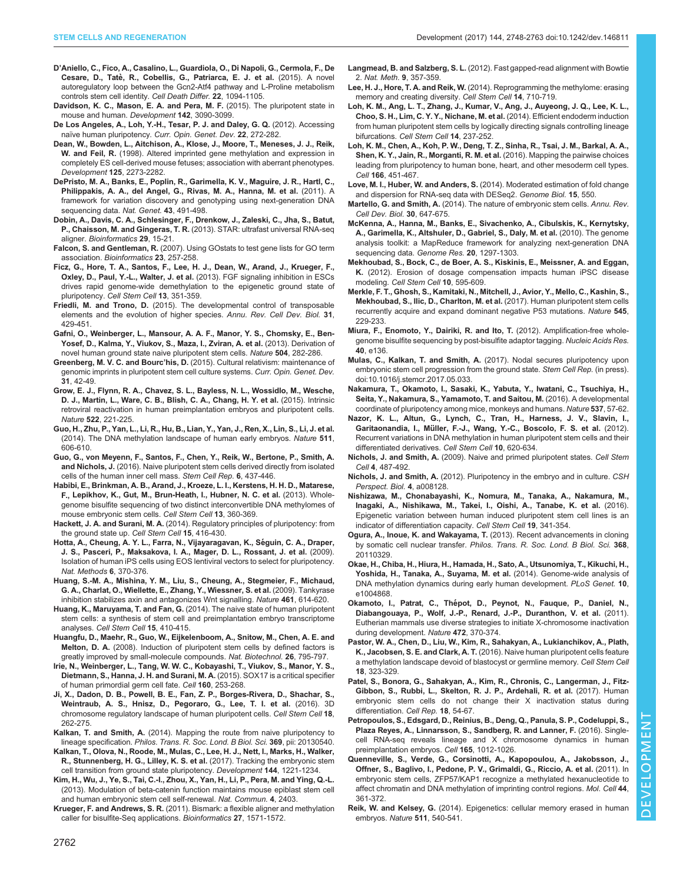**D'Aniello, C., Fico, A., Casalino, L., Guardiola, O., Di Napoli, G., Cermola, F., De Cesare, D., Tatè, R., Cobellis, G., Patriarca, E. J. et al.** (2015). A novel autoregulatory loop between the Gcn2-Atf4 pathway and L-Proline metabolism controls stem cell identity. *Cell Death Differ.* **22**, 1094-1105.

**Davidson, K. C., Mason, E. A. and Pera, M. F.** (2015). The pluripotent state in mouse and human. *Development* **142**, 3090-3099.

**De Los Angeles, A., Loh, Y.-H., Tesar, P. J. and Daley, G. Q.** (2012). Accessing naïve human pluripotency. *Curr. Opin. Genet. Dev.* **22**, 272-282.

**Dean, W., Bowden, L., Aitchison, A., Klose, J., Moore, T., Meneses, J. J., Reik, W. and Feil, R.** (1998). Altered imprinted gene methylation and expression in completely ES cell-derived mouse fetuses; association with aberrant phenotypes. *Development* **125**, 2273-2282.

**DePristo, M. A., Banks, E., Poplin, R., Garimella, K. V., Maguire, J. R., Hartl, C., Philippakis, A. A., del Angel, G., Rivas, M. A., Hanna, M. et al.** (2011). A framework for variation discovery and genotyping using next-generation DNA sequencing data. *Nat. Genet.* **43**, 491-498.

**Dobin, A., Davis, C. A., Schlesinger, F., Drenkow, J., Zaleski, C., Jha, S., Batut, P., Chaisson, M. and Gingeras, T. R.** (2013). STAR: ultrafast universal RNA-seq aligner. *Bioinformatics* **29**, 15-21.

**Falcon, S. and Gentleman, R.** (2007). Using GOstats to test gene lists for GO term association. *Bioinformatics* **23**, 257-258.

**Ficz, G., Hore, T. A., Santos, F., Lee, H. J., Dean, W., Arand, J., Krueger, F., Oxley, D., Paul, Y.-L., Walter, J. et al.** (2013). FGF signaling inhibition in ESCs drives rapid genome-wide demethylation to the epigenetic ground state of pluripotency. *Cell Stem Cell* **13**, 351-359.

**Friedli, M. and Trono, D.** (2015). The developmental control of transposable elements and the evolution of higher species. *Annu. Rev. Cell Dev. Biol.* **31**, 429-451.

**Gafni, O., Weinberger, L., Mansour, A. A. F., Manor, Y. S., Chomsky, E., Ben-Yosef, D., Kalma, Y., Viukov, S., Maza, I., Zviran, A. et al.** (2013). Derivation of novel human ground state naive pluripotent stem cells. *Nature* **504**, 282-286.

**Greenberg, M. V. C. and Bourc'his, D.** (2015). Cultural relativism: maintenance of genomic imprints in pluripotent stem cell culture systems. *Curr. Opin. Genet. Dev.* **31**, 42-49.

**Grow, E. J., Flynn, R. A., Chavez, S. L., Bayless, N. L., Wossidlo, M., Wesche, D. J., Martin, L., Ware, C. B., Blish, C. A., Chang, H. Y. et al.** (2015). Intrinsic retroviral reactivation in human preimplantation embryos and pluripotent cells. *Nature* **522**, 221-225.

**Guo, H., Zhu, P., Yan, L., Li, R., Hu, B., Lian, Y., Yan, J., Ren, X., Lin, S., Li, J. et al.** (2014). The DNA methylation landscape of human early embryos. *Nature* **511**, 606-610.

**Guo, G., von Meyenn, F., Santos, F., Chen, Y., Reik, W., Bertone, P., Smith, A. and Nichols, J.** (2016). Naive pluripotent stem cells derived directly from isolated cells of the human inner cell mass. *Stem Cell Rep.* **6**, 437-446.

**Habibi, E., Brinkman, A. B., Arand, J., Kroeze, L. I., Kerstens, H. H. D., Matarese, F., Lepikhov, K., Gut, M., Brun-Heath, I., Hubner, N. C. et al.** (2013). Whole-genome bisulfite sequencing of two distinct interconvertible DNA methylomes of mouse embryonic stem cells. *Cell Stem Cell* **13**, 360-369.

**Hackett, J. A. and Surani, M. A.** (2014). Regulatory principles of pluripotency: from the ground state up. *Cell Stem Cell* **15**, 416-430.

**Hotta, A., Cheung, A. Y. L., Farra, N., Vijayaragavan, K., Séguin, C. A., Draper, J. S., Pasceri, P., Maksakova, I. A., Mager, D. L., Rossant, J. et al.** (2009). Isolation of human iPS cells using EOS lentiviral vectors to select for pluripotency. *Nat. Methods* **6**, 370-376.

**Huang, S.-M. A., Mishina, Y. M., Liu, S., Cheung, A., Stegmeier, F., Michaud, G. A., Charlat, O., Wiellette, E., Zhang, Y., Wiessner, S. et al.** (2009). Tankyrase inhibition stabilizes axin and antagonizes Wnt signalling. *Nature* **461**, 614-620.

**Huang, K., Maruyama, T. and Fan, G.** (2014). The naive state of human pluripotent stem cells: a synthesis of stem cell and preimplantation embryo transcriptome analyses. *Cell Stem Cell* **15**, 410-415.

**Huangfu, D., Maehr, R., Guo, W., Eijkelenboom, A., Snitow, M., Chen, A. E. and Melton, D. A.** (2008). Induction of pluripotent stem cells by defined factors is greatly improved by small-molecule compounds. *Nat. Biotechnol.* **26**, 795-797.

**Irie, N., Weinberger, L., Tang, W. W. C., Kobayashi, T., Viukov, S., Manor, Y. S., Dietmann, S., Hanna, J. H. and Surani, M. A.** (2015). SOX17 is a critical specifier of human primordial germ cell fate. *Cell* **160**, 253-268.

**Ji, X., Dadon, D. B., Powell, B. E., Fan, Z. P., Borges-Rivera, D., Shachar, S., Weintraub, A. S., Hnisz, D., Pegoraro, G., Lee, T. I. et al.** (2016). 3D chromosome regulatory landscape of human pluripotent cells. *Cell Stem Cell* **18**, 262-275.

**Kalkan, T. and Smith, A.** (2014). Mapping the route from naive pluripotency to lineage specification. *Philos. Trans. R. Soc. Lond. B Biol. Sci.* **369**, pii: 20130540.

**Kalkan, T., Olova, N., Roode, M., Mulas, C., Lee, H. J., Nett, I., Marks, H., Walker, R., Stunnenberg, H. G., Lilley, K. S. et al.** (2017). Tracking the embryonic stem cell transition from ground state pluripotency. *Development* **144**, 1221-1234.

**Kim, H., Wu, J., Ye, S., Tai, C.-I., Zhou, X., Yan, H., Li, P., Pera, M. and Ying, Q.-L.** (2013). Modulation of beta-catenin function maintains mouse epiblast stem cell and human embryonic stem cell self-renewal. *Nat. Commun.* **4**, 2403.

**Krueger, F. and Andrews, S. R.** (2011). Bismark: a flexible aligner and methylation caller for bisulfite-Seq applications. *Bioinformatics* **27**, 1571-1572.

**Langmead, B. and Salzberg, S. L.** (2012). Fast gapped-read alignment with Bowtie 2. *Nat. Meth.* **9**, 357-359.

**Lee, H. J., Hore, T. A. and Reik, W.** (2014). Reprogramming the methylome: erasing memory and creating diversity. *Cell Stem Cell* **14**, 710-719.

**Loh, K. M., Ang, L. T., Zhang, J., Kumar, V., Ang, J., Auyeong, J. Q., Lee, K. L., Choo, S. H., Lim, C. Y. Y., Nichane, M. et al.** (2014). Efficient endoderm induction from human pluripotent stem cells by logically directing signals controlling lineage bifurcations. *Cell Stem Cell* **14**, 237-252.

**Loh, K. M., Chen, A., Koh, P. W., Deng, T. Z., Sinha, R., Tsai, J. M., Barkal, A. A., Shen, K. Y., Jain, R., Morganti, R. M. et al.** (2016). Mapping the pairwise choices leading from pluripotency to human bone, heart, and other mesoderm cell types. *Cell* **166**, 451-467.

**Love, M. I., Huber, W. and Anders, S.** (2014). Moderated estimation of fold change and dispersion for RNA-seq data with DESeq2. *Genome Biol.* **15**, 550.

**Martello, G. and Smith, A.** (2014). The nature of embryonic stem cells. *Annu. Rev. Cell Dev. Biol.* **30**, 647-675.

**McKenna, A., Hanna, M., Banks, E., Sivachenko, A., Cibulskis, K., Kernytsky, A., Garimella, K., Altshuler, D., Gabriel, S., Daly, M. et al.** (2010). The genome analysis toolkit: a MapReduce framework for analyzing next-generation DNA sequencing data. *Genome Res.* **20**, 1297-1303.

**Mekhoubad, S., Bock, C., de Boer, A. S., Kiskinis, E., Meissner, A. and Eggan, K.** (2012). Erosion of dosage compensation impacts human iPSC disease modeling. *Cell Stem Cell* **10**, 595-609.

**Merkle, F. T., Ghosh, S., Kamitaki, N., Mitchell, J., Avior, Y., Mello, C., Kashin, S., Mekhoubad, S., Ilic, D., Charlton, M. et al.** (2017). Human pluripotent stem cells recurrently acquire and expand dominant negative P53 mutations. *Nature* **545**, 229-233.

**Miura, F., Enomoto, Y., Dairiki, R. and Ito, T.** (2012). Amplification-free whole-genome bisulfite sequencing by post-bisulfite adaptor tagging. *Nucleic Acids Res.* **40**, e136.

**Mulas, C., Kalkan, T. and Smith, A.** (2017). Nodal secures pluripotency upon embryonic stem cell progression from the ground state. *Stem Cell Rep.* (in press). doi:10.1016/j.stemcr.2017.05.033.

**Nakamura, T., Okamoto, I., Sasaki, K., Yabuta, Y., Iwatani, C., Tsuchiya, H., Seita, Y., Nakamura, S., Yamamoto, T. and Saitou, M.** (2016). A developmental coordinate of pluripotency among mice, monkeys and humans. *Nature* **537**, 57-62.

**Nazor, K. L., Altun, G., Lynch, C., Tran, H., Harness, J. V., Slavin, I., Garitaonandia, I., Müller, F.-J., Wang, Y.-C., Boscolo, F. S. et al.** (2012). Recurrent variations in DNA methylation in human pluripotent stem cells and their differentiated derivatives. *Cell Stem Cell* **10**, 620-634.

**Nichols, J. and Smith, A.** (2009). Naive and primed pluripotent states. *Cell Stem Cell* **4**, 487-492.

**Nichols, J. and Smith, A.** (2012). Pluripotency in the embryo and in culture. *CSH Perspect. Biol.* **4**, a008128.

**Nishizawa, M., Chonabayashi, K., Nomura, M., Tanaka, A., Nakamura, M., Inagaki, A., Nishikawa, M., Takei, I., Oishi, A., Tanabe, K. et al.** (2016). Epigenetic variation between human induced pluripotent stem cell lines is an indicator of differentiation capacity. *Cell Stem Cell* **19**, 341-354.

**Ogura, A., Inoue, K. and Wakayama, T.** (2013). Recent advancements in cloning by somatic cell nuclear transfer. *Philos. Trans. R. Soc. Lond. B Biol. Sci.* **368**, 20110329.

**Okae, H., Chiba, H., Hiura, H., Hamada, H., Sato, A., Utsunomiya, T., Kikuchi, H., Yoshida, H., Tanaka, A., Suyama, M. et al.** (2014). Genome-wide analysis of DNA methylation dynamics during early human development. *PLoS Genet.* **10**, e1004868.

**Okamoto, I., Patrat, C., Thépot, D., Peynot, N., Fauque, P., Daniel, N., Diabangouaya, P., Wolf, J.-P., Renard, J.-P., Duranthon, V. et al.** (2011). Eutherian mammals use diverse strategies to initiate X-chromosome inactivation during development. *Nature* **472**, 370-374.

**Pastor, W. A., Chen, D., Liu, W., Kim, R., Sahakyan, A., Lukianchikov, A., Plath, K., Jacobsen, S. E. and Clark, A. T.** (2016). Naive human pluripotent cells feature a methylation landscape devoid of blastocyst or germline memory. *Cell Stem Cell* **18**, 323-329.

**Patel, S., Bonora, G., Sahakyan, A., Kim, R., Chronis, C., Langerman, J., Fitz-Gibbon, S., Rubbi, L., Skelton, R. J. P., Ardehali, R. et al.** (2017). Human embryonic stem cells do not change their X inactivation status during differentiation. *Cell Rep.* **18**, 54-67.

**Petropoulos, S., Edsgard, D., Reinius, B., Deng, Q., Panula, S. P., Codeluppi, S., Plaza Reyes, A., Linnarsson, S., Sandberg, R. and Lanner, F.** (2016). Single-cell RNA-seq reveals lineage and X chromosome dynamics in human preimplantation embryos. *Cell* **165**, 1012-1026.

**Quenneville, S., Verde, G., Corsinotti, A., Kapopoulou, A., Jakobsson, J., Offner, S., Baglivo, I., Pedone, P. V., Grimaldi, G., Riccio, A. et al.** (2011). In embryonic stem cells, ZFP57/KAP1 recognize a methylated hexanucleotide to affect chromatin and DNA methylation of imprinting control regions. *Mol. Cell* **44**, 361-372.

**Reik, W. and Kelsey, G.** (2014). Epigenetics: cellular memory erased in human embryos. *Nature* **511**, 540-541.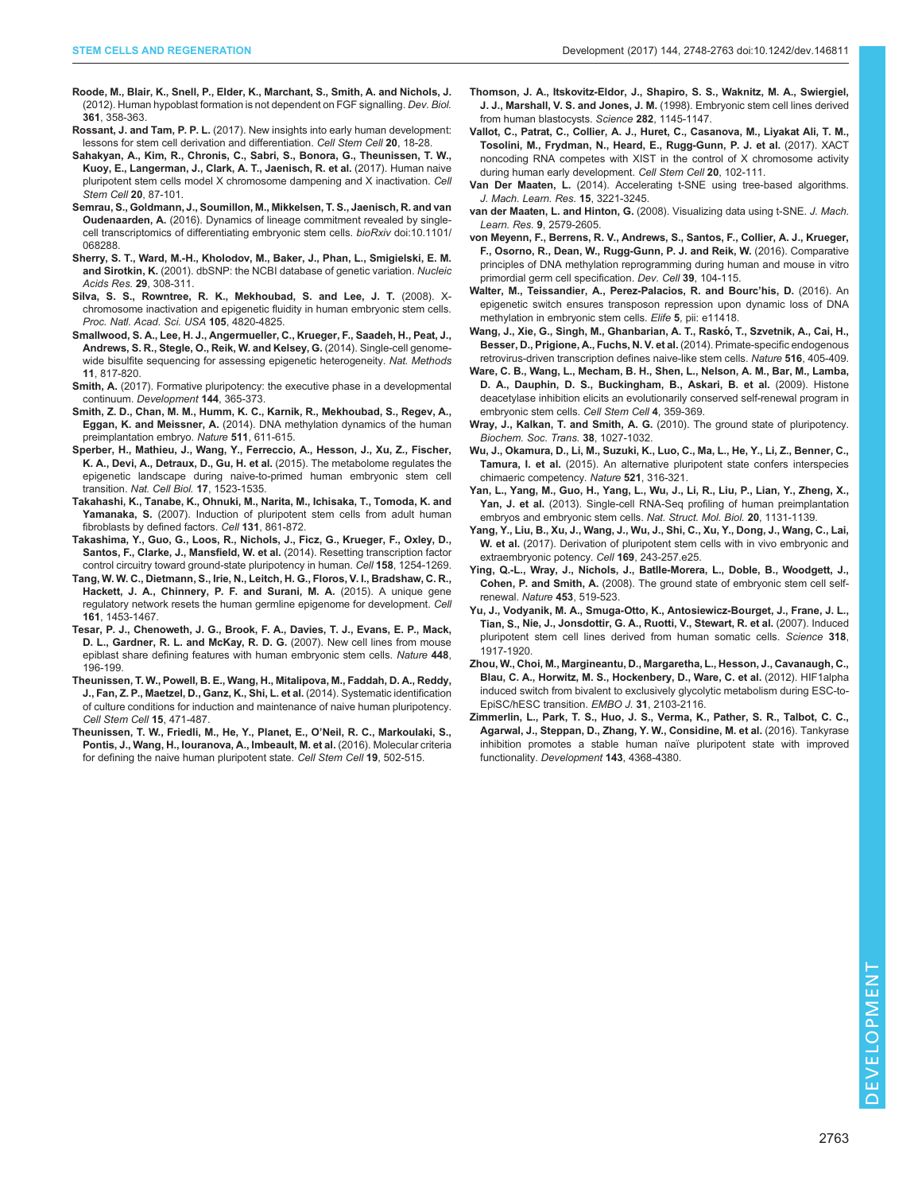**Roode, M., Blair, K., Snell, P., Elder, K., Marchant, S., Smith, A. and Nichols, J.** (2012). Human hypoblast formation is not dependent on FGF signalling. *Dev. Biol.* **361**, 358-363.

**Rossant, J. and Tam, P. P. L.** (2017). New insights into early human development: lessons for stem cell derivation and differentiation. *Cell Stem Cell* **20**, 18-28.

**Sahakyan, A., Kim, R., Chronis, C., Sabri, S., Bonora, G., Theunissen, T. W., Kuoy, E., Langerman, J., Clark, A. T., Jaenisch, R. et al.** (2017). Human naive pluripotent stem cells model X chromosome dampening and X inactivation. *Cell Stem Cell* **20**, 87-101.

**Semrau, S., Goldmann, J., Soumillon, M., Mikkelsen, T. S., Jaenisch, R. and van Oudenaarden, A.** (2016). Dynamics of lineage commitment revealed by single-cell transcriptomics of differentiating embryonic stem cells. *bioRxiv* doi:10.1101/068288.

**Sherry, S. T., Ward, M.-H., Kholodov, M., Baker, J., Phan, L., Smigielski, E. M. and Sirotkin, K.** (2001). dbSNP: the NCBI database of genetic variation. *Nucleic Acids Res.* **29**, 308-311.

**Silva, S. S., Rowntree, R. K., Mekhoubad, S. and Lee, J. T.** (2008). X-chromosome inactivation and epigenetic fluidity in human embryonic stem cells. *Proc. Natl. Acad. Sci. USA* **105**, 4820-4825.

**Smallwood, S. A., Lee, H. J., Angermueller, C., Krueger, F., Saadeh, H., Peat, J., Andrews, S. R., Stegle, O., Reik, W. and Kelsey, G.** (2014). Single-cell genome-wide bisulfite sequencing for assessing epigenetic heterogeneity. *Nat. Methods* **11**, 817-820.

**Smith, A.** (2017). Formative pluripotency: the executive phase in a developmental continuum. *Development* **144**, 365-373.

**Smith, Z. D., Chan, M. M., Humm, K. C., Karnik, R., Mekhoubad, S., Regev, A., Eggan, K. and Meissner, A.** (2014). DNA methylation dynamics of the human preimplantation embryo. *Nature* **511**, 611-615.

**Sperber, H., Mathieu, J., Wang, Y., Ferreccio, A., Hesson, J., Xu, Z., Fischer, K. A., Devi, A., Detraux, D., Gu, H. et al.** (2015). The metabolome regulates the epigenetic landscape during naive-to-primed human embryonic stem cell transition. *Nat. Cell Biol.* **17**, 1523-1535.

**Takahashi, K., Tanabe, K., Ohnuki, M., Narita, M., Ichisaka, T., Tomoda, K. and Yamanaka, S.** (2007). Induction of pluripotent stem cells from adult human fibroblasts by defined factors. *Cell* **131**, 861-872.

**Takashima, Y., Guo, G., Loos, R., Nichols, J., Ficz, G., Krueger, F., Oxley, D., Santos, F., Clarke, J., Mansfield, W. et al.** (2014). Resetting transcription factor control circuitry toward ground-state pluripotency in human. *Cell* **158**, 1254-1269.

**Tang, W. W. C., Dietmann, S., Irie, N., Leitch, H. G., Floros, V. I., Bradshaw, C. R., Hackett, J. A., Chinnery, P. F. and Surani, M. A.** (2015). A unique gene regulatory network resets the human germline epigenome for development. *Cell* **161**, 1453-1467.

**Tesar, P. J., Chenoweth, J. G., Brook, F. A., Davies, T. J., Evans, E. P., Mack, D. L., Gardner, R. L. and McKay, R. D. G.** (2007). New cell lines from mouse epiblast share defining features with human embryonic stem cells. *Nature* **448**, 196-199.

**Theunissen, T. W., Powell, B. E., Wang, H., Mitalipova, M., Faddah, D. A., Reddy, J., Fan, Z. P., Maetzel, D., Ganz, K., Shi, L. et al.** (2014). Systematic identification of culture conditions for induction and maintenance of naive human pluripotency. *Cell Stem Cell* **15**, 471-487.

**Theunissen, T. W., Friedli, M., He, Y., Planet, E., O'Neil, R. C., Markoulaki, S., Pontis, J., Wang, H., Iouranova, A., Imbeault, M. et al.** (2016). Molecular criteria for defining the naive human pluripotent state. *Cell Stem Cell* **19**, 502-515.

**Thomson, J. A., Itskovitz-Eldor, J., Shapiro, S. S., Waknitz, M. A., Swiergiel, J. J., Marshall, V. S. and Jones, J. M.** (1998). Embryonic stem cell lines derived from human blastocysts. *Science* **282**, 1145-1147.

**Vallot, C., Patrat, C., Collier, A. J., Huret, C., Casanova, M., Liyakat Ali, T. M., Tosolini, M., Frydman, N., Heard, E., Rugg-Gunn, P. J. et al.** (2017). XACT noncoding RNA competes with XIST in the control of X chromosome activity during human early development. *Cell Stem Cell* **20**, 102-111.

**Van Der Maaten, L.** (2014). Accelerating t-SNE using tree-based algorithms. *J. Mach. Learn. Res.* **15**, 3221-3245.

**van der Maaten, L. and Hinton, G.** (2008). Visualizing data using t-SNE. *J. Mach. Learn. Res.* **9**, 2579-2605.

**von Meyenn, F., Berrens, R. V., Andrews, S., Santos, F., Collier, A. J., Krueger, F., Osorno, R., Dean, W., Rugg-Gunn, P. J. and Reik, W.** (2016). Comparative principles of DNA methylation reprogramming during human and mouse in vitro primordial germ cell specification. *Dev. Cell* **39**, 104-115.

**Walter, M., Teissandier, A., Perez-Palacios, R. and Bourc'his, D.** (2016). An epigenetic switch ensures transposon repression upon dynamic loss of DNA methylation in embryonic stem cells. *Elife* **5**, pii: e11418.

**Wang, J., Xie, G., Singh, M., Ghanbarian, A. T., Raskó, T., Szvetnik, A., Cai, H., Besser, D., Prigione, A., Fuchs, N. V. et al.** (2014). Primate-specific endogenous retrovirus-driven transcription defines naive-like stem cells. *Nature* **516**, 405-409.

**Ware, C. B., Wang, L., Mecham, B. H., Shen, L., Nelson, A. M., Bar, M., Lamba, D. A., Dauphin, D. S., Buckingham, B., Askari, B. et al.** (2009). Histone deacetylase inhibition elicits an evolutionarily conserved self-renewal program in embryonic stem cells. *Cell Stem Cell* **4**, 359-369.

**Wray, J., Kalkan, T. and Smith, A. G.** (2010). The ground state of pluripotency. *Biochem. Soc. Trans.* **38**, 1027-1032.

**Wu, J., Okamura, D., Li, M., Suzuki, K., Luo, C., Ma, L., He, Y., Li, Z., Benner, C., Tamura, I. et al.** (2015). An alternative pluripotent state confers interspecies chimaeric competency. *Nature* **521**, 316-321.

**Yan, L., Yang, M., Guo, H., Yang, L., Wu, J., Li, R., Liu, P., Lian, Y., Zheng, X., Yan, J. et al.** (2013). Single-cell RNA-Seq profiling of human preimplantation embryos and embryonic stem cells. *Nat. Struct. Mol. Biol.* **20**, 1131-1139.

**Yang, Y., Liu, B., Xu, J., Wang, J., Wu, J., Shi, C., Xu, Y., Dong, J., Wang, C., Lai, W. et al.** (2017). Derivation of pluripotent stem cells with in vivo embryonic and extraembryonic potency. *Cell* **169**, 243-257.e25.

**Ying, Q.-L., Wray, J., Nichols, J., Batlle-Morera, L., Doble, B., Woodgett, J., Cohen, P. and Smith, A.** (2008). The ground state of embryonic stem cell self-renewal. *Nature* **453**, 519-523.

**Yu, J., Vodyanik, M. A., Smuga-Otto, K., Antosiewicz-Bourget, J., Frane, J. L., Tian, S., Nie, J., Jonsdottir, G. A., Ruotti, V., Stewart, R. et al.** (2007). Induced pluripotent stem cell lines derived from human somatic cells. *Science* **318**, 1917-1920.

**Zhou, W., Choi, M., Margineantu, D., Margaretha, L., Hesson, J., Cavanaugh, C., Blau, C. A., Horwitz, M. S., Hockenbery, D., Ware, C. et al.** (2012). HIF1alpha induced switch from bivalent to exclusively glycolytic metabolism during ESC-to-EpiSC/hESC transition. *EMBO J.* **31**, 2103-2116.

**Zimmerlin, L., Park, T. S., Huo, J. S., Verma, K., Pather, S. R., Talbot, C. C., Agarwal, J., Steppan, D., Zhang, Y. W., Considine, M. et al.** (2016). Tankyrase inhibition promotes a stable human naïve pluripotent state with improved functionality. *Development* **143**, 4368-4380.